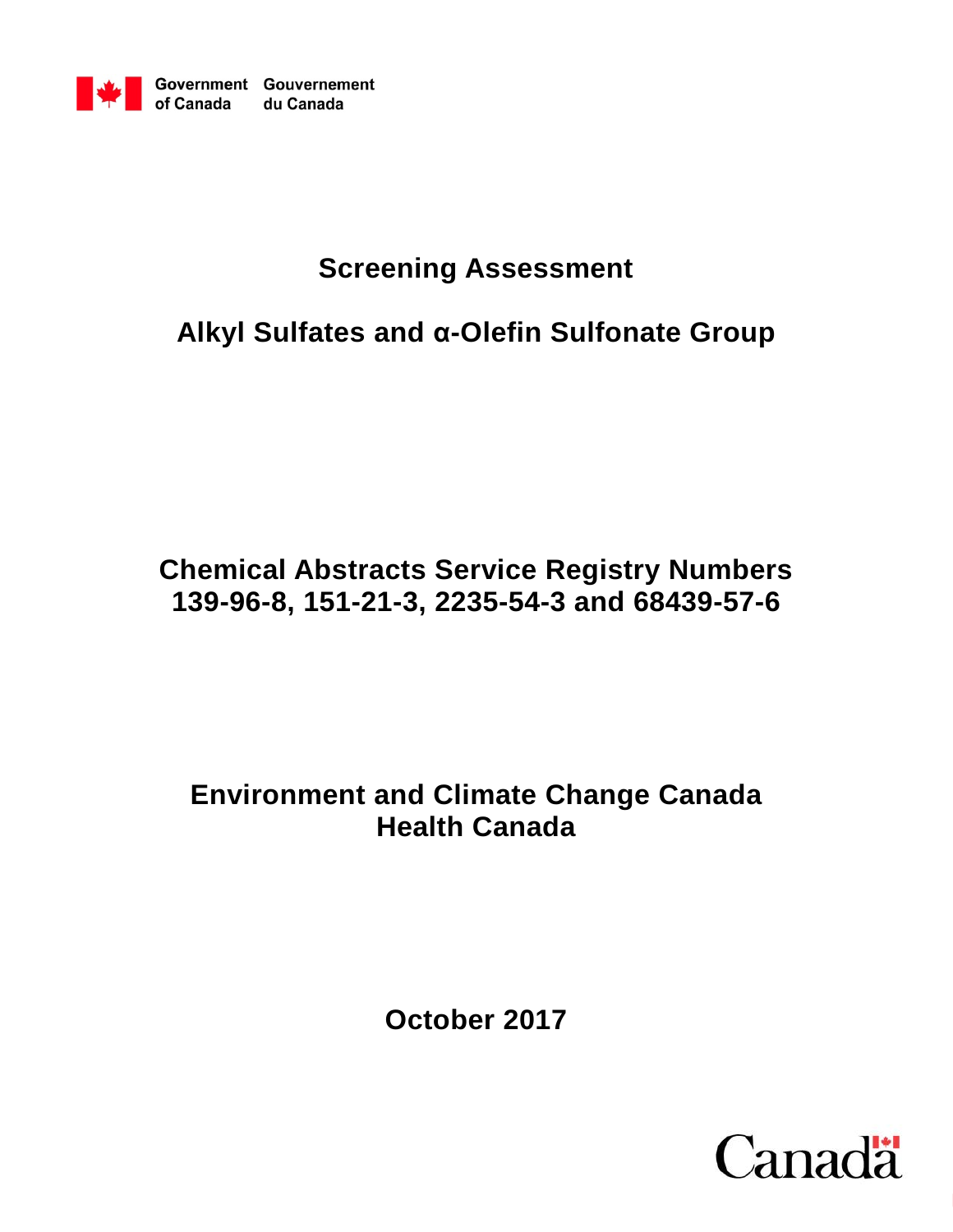Government of Canada Gouvernement du Canada

# Screening Assessment

# Alkyl Sulfates and α-Olefin Sulfonate Group

## Chemical Abstracts Service Registry Numbers 139-96-8, 151-21-3, 2235-54-3 and 68439-57-6

## Environment and Climate Change Canada Health Canada

## October 2017

Canada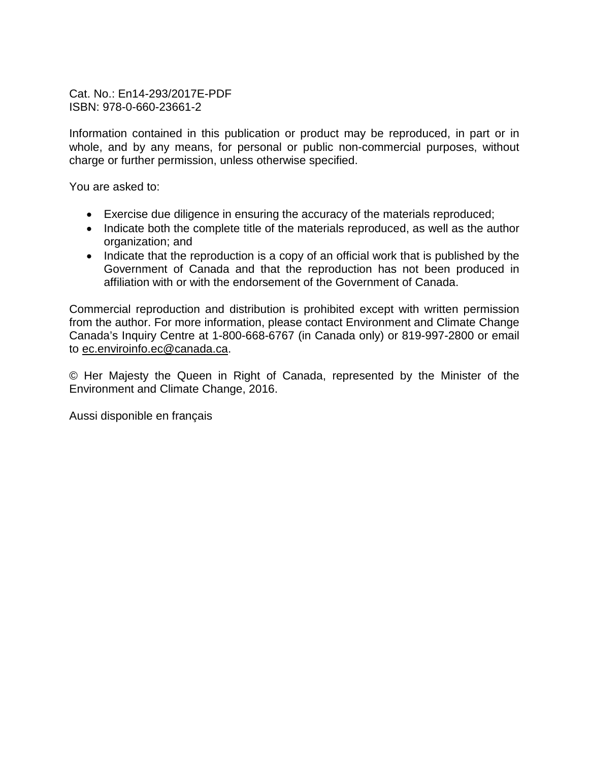Cat. No.: En14-293/2017E-PDF
ISBN: 978-0-660-23661-2

Information contained in this publication or product may be reproduced, in part or in whole, and by any means, for personal or public non-commercial purposes, without charge or further permission, unless otherwise specified.

You are asked to:

- Exercise due diligence in ensuring the accuracy of the materials reproduced;
- Indicate both the complete title of the materials reproduced, as well as the author organization; and
- Indicate that the reproduction is a copy of an official work that is published by the Government of Canada and that the reproduction has not been produced in affiliation with or with the endorsement of the Government of Canada.

Commercial reproduction and distribution is prohibited except with written permission from the author. For more information, please contact Environment and Climate Change Canada's Inquiry Centre at 1-800-668-6767 (in Canada only) or 819-997-2800 or email to ec.enviroinfo.ec@canada.ca.

© Her Majesty the Queen in Right of Canada, represented by the Minister of the Environment and Climate Change, 2016.

Aussi disponible en français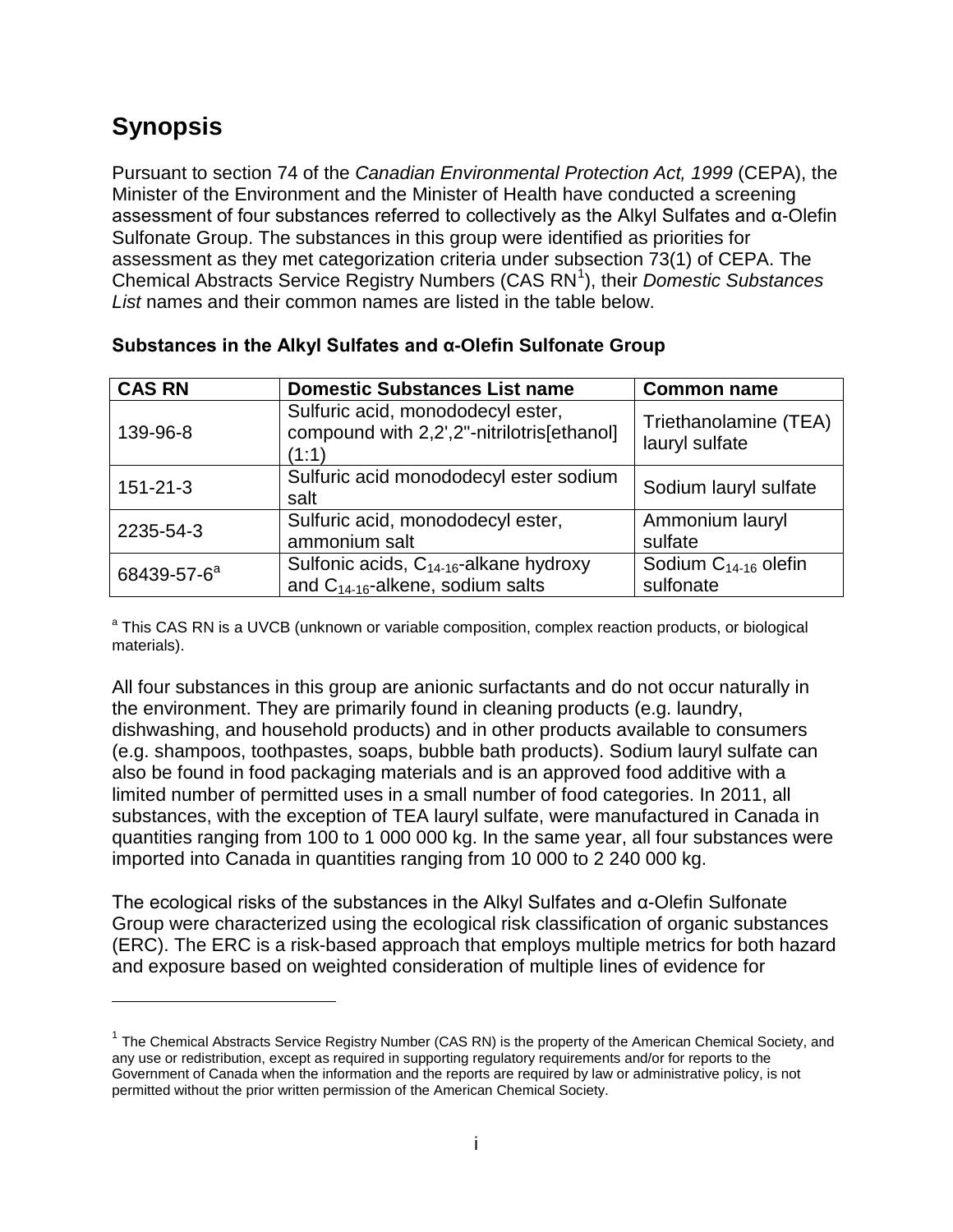# Synopsis

Pursuant to section 74 of the *Canadian Environmental Protection Act, 1999* (CEPA), the Minister of the Environment and the Minister of Health have conducted a screening assessment of four substances referred to collectively as the Alkyl Sulfates and α-Olefin Sulfonate Group. The substances in this group were identified as priorities for assessment as they met categorization criteria under subsection 73(1) of CEPA. The Chemical Abstracts Service Registry Numbers (CAS RN[1]), their *Domestic Substances List* names and their common names are listed in the table below.

**Substances in the Alkyl Sulfates and α-Olefin Sulfonate Group**

| CAS RN | Domestic Substances List name | Common name |
| --- | --- | --- |
| 139-96-8 | Sulfuric acid, monododecyl ester, compound with 2,2',2"-nitrilotris[ethanol] (1:1) | Triethanolamine (TEA) lauryl sulfate |
| 151-21-3 | Sulfuric acid monododecyl ester sodium salt | Sodium lauryl sulfate |
| 2235-54-3 | Sulfuric acid, monododecyl ester, ammonium salt | Ammonium lauryl sulfate |
| 68439-57-6[a] | Sulfonic acids, $C_{14-16}$-alkane hydroxy and $C_{14-16}$-alkene, sodium salts | Sodium $C_{14-16}$ olefin sulfonate |

[a] This CAS RN is a UVCB (unknown or variable composition, complex reaction products, or biological materials).

All four substances in this group are anionic surfactants and do not occur naturally in the environment. They are primarily found in cleaning products (e.g. laundry, dishwashing, and household products) and in other products available to consumers (e.g. shampoos, toothpastes, soaps, bubble bath products). Sodium lauryl sulfate can also be found in food packaging materials and is an approved food additive with a limited number of permitted uses in a small number of food categories. In 2011, all substances, with the exception of TEA lauryl sulfate, were manufactured in Canada in quantities ranging from 100 to 1 000 000 kg. In the same year, all four substances were imported into Canada in quantities ranging from 10 000 to 2 240 000 kg.

The ecological risks of the substances in the Alkyl Sulfates and α-Olefin Sulfonate Group were characterized using the ecological risk classification of organic substances (ERC). The ERC is a risk-based approach that employs multiple metrics for both hazard and exposure based on weighted consideration of multiple lines of evidence for

[1] The Chemical Abstracts Service Registry Number (CAS RN) is the property of the American Chemical Society, and any use or redistribution, except as required in supporting regulatory requirements and/or for reports to the Government of Canada when the information and the reports are required by law or administrative policy, is not permitted without the prior written permission of the American Chemical Society.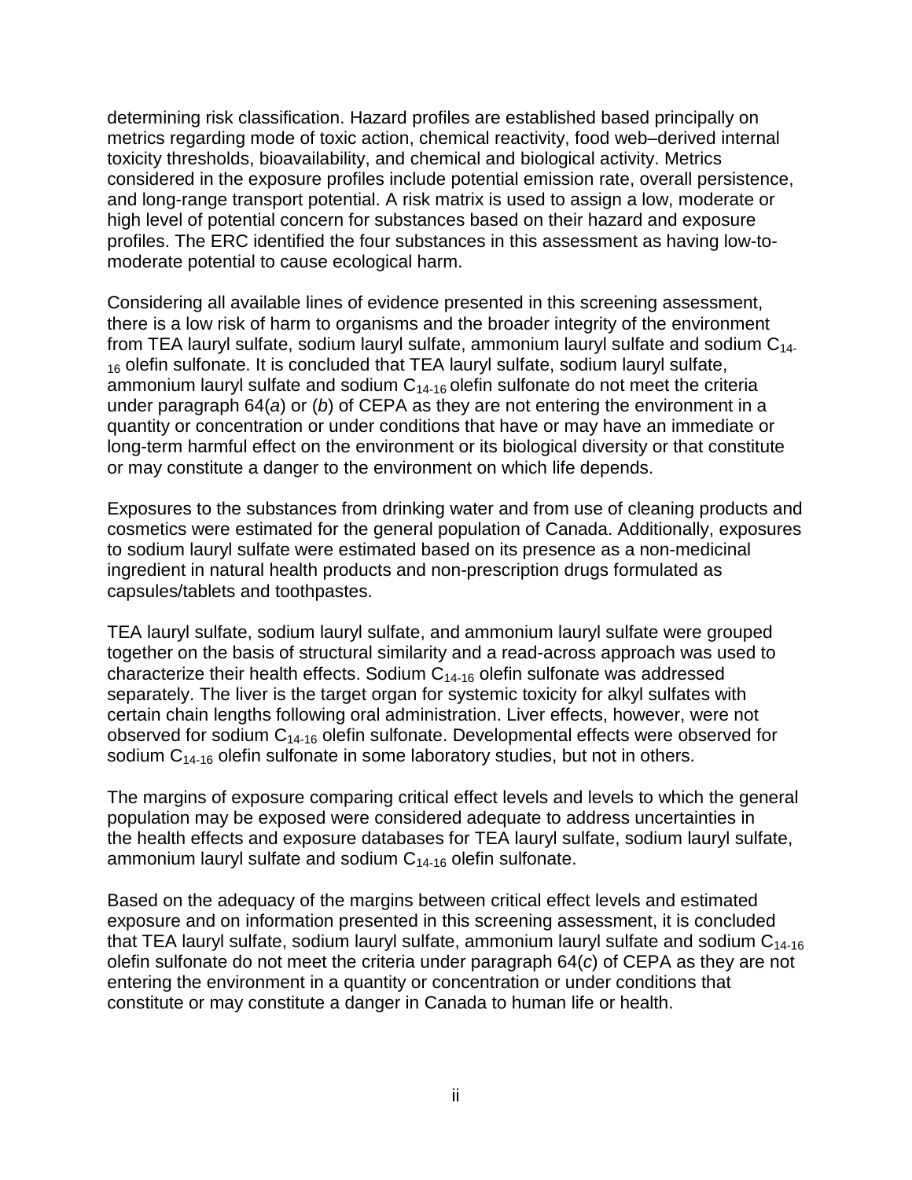determining risk classification. Hazard profiles are established based principally on metrics regarding mode of toxic action, chemical reactivity, food web–derived internal toxicity thresholds, bioavailability, and chemical and biological activity. Metrics considered in the exposure profiles include potential emission rate, overall persistence, and long-range transport potential. A risk matrix is used to assign a low, moderate or high level of potential concern for substances based on their hazard and exposure profiles. The ERC identified the four substances in this assessment as having low-to-moderate potential to cause ecological harm.

Considering all available lines of evidence presented in this screening assessment, there is a low risk of harm to organisms and the broader integrity of the environment from TEA lauryl sulfate, sodium lauryl sulfate, ammonium lauryl sulfate and sodium $C_{14-16}$ olefin sulfonate. It is concluded that TEA lauryl sulfate, sodium lauryl sulfate, ammonium lauryl sulfate and sodium $C_{14-16}$ olefin sulfonate do not meet the criteria under paragraph 64(*a*) or (*b*) of CEPA as they are not entering the environment in a quantity or concentration or under conditions that have or may have an immediate or long-term harmful effect on the environment or its biological diversity or that constitute or may constitute a danger to the environment on which life depends.

Exposures to the substances from drinking water and from use of cleaning products and cosmetics were estimated for the general population of Canada. Additionally, exposures to sodium lauryl sulfate were estimated based on its presence as a non-medicinal ingredient in natural health products and non-prescription drugs formulated as capsules/tablets and toothpastes.

TEA lauryl sulfate, sodium lauryl sulfate, and ammonium lauryl sulfate were grouped together on the basis of structural similarity and a read-across approach was used to characterize their health effects. Sodium $C_{14-16}$ olefin sulfonate was addressed separately. The liver is the target organ for systemic toxicity for alkyl sulfates with certain chain lengths following oral administration. Liver effects, however, were not observed for sodium $C_{14-16}$ olefin sulfonate. Developmental effects were observed for sodium $C_{14-16}$ olefin sulfonate in some laboratory studies, but not in others.

The margins of exposure comparing critical effect levels and levels to which the general population may be exposed were considered adequate to address uncertainties in the health effects and exposure databases for TEA lauryl sulfate, sodium lauryl sulfate, ammonium lauryl sulfate and sodium $C_{14-16}$ olefin sulfonate.

Based on the adequacy of the margins between critical effect levels and estimated exposure and on information presented in this screening assessment, it is concluded that TEA lauryl sulfate, sodium lauryl sulfate, ammonium lauryl sulfate and sodium $C_{14-16}$ olefin sulfonate do not meet the criteria under paragraph 64(*c*) of CEPA as they are not entering the environment in a quantity or concentration or under conditions that constitute or may constitute a danger in Canada to human life or health.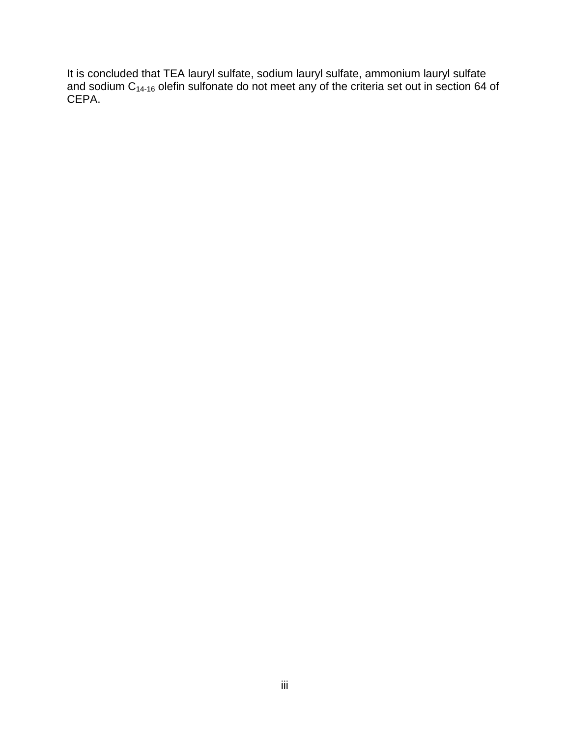It is concluded that TEA lauryl sulfate, sodium lauryl sulfate, ammonium lauryl sulfate and sodium $C_{14\text{-}16}$ olefin sulfonate do not meet any of the criteria set out in section 64 of CEPA.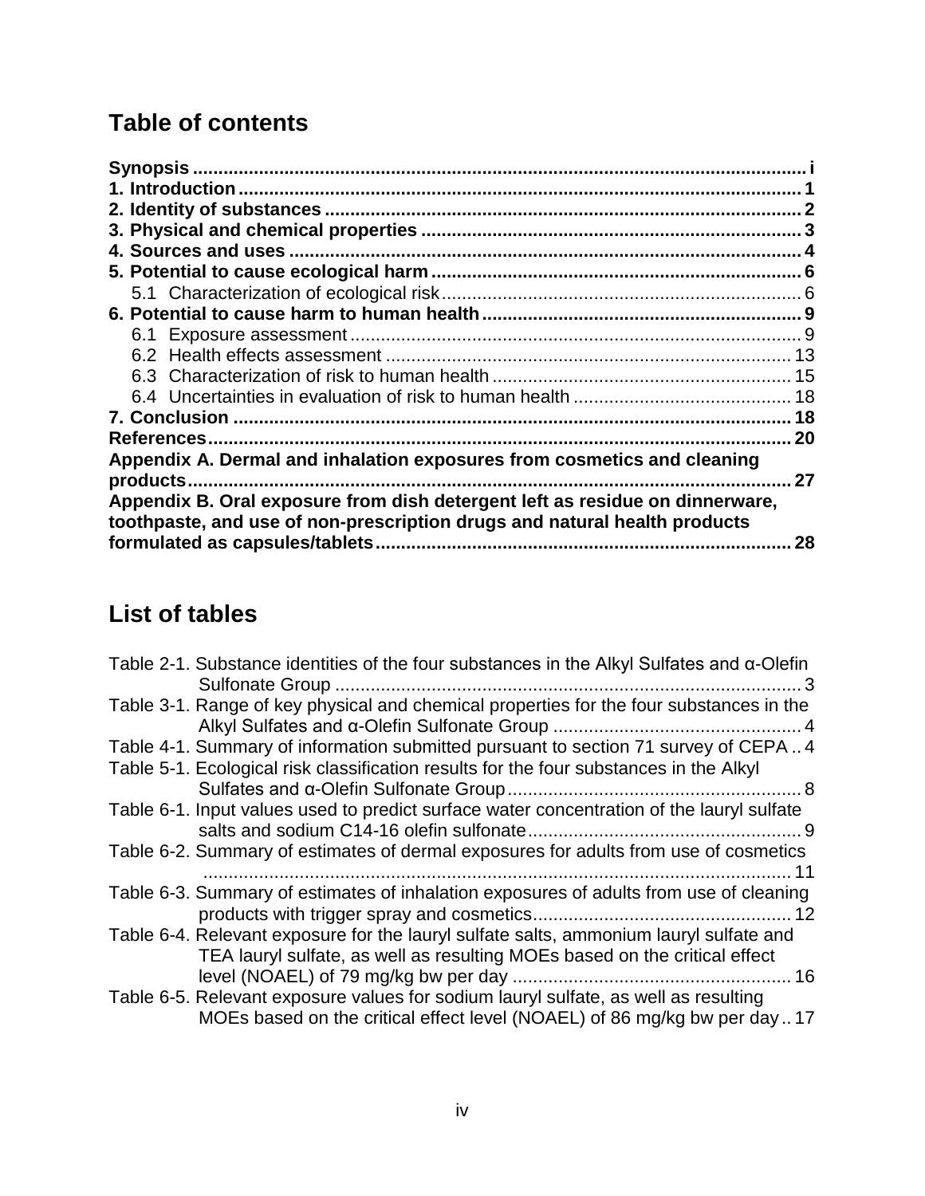## Table of contents

**Synopsis** ........................................................................................................ **i**
**1. Introduction** ................................................................................................ **1**
**2. Identity of substances** .................................................................................. **2**
**3. Physical and chemical properties** ................................................................ **3**
**4. Sources and uses** ........................................................................................ **4**
**5. Potential to cause ecological harm** .............................................................. **6**
  5.1 Characterization of ecological risk ............................................................ 6
**6. Potential to cause harm to human health** ..................................................... **9**
  6.1 Exposure assessment ................................................................................ 9
  6.2 Health effects assessment ....................................................................... 13
  6.3 Characterization of risk to human health .................................................. 15
  6.4 Uncertainties in evaluation of risk to human health .................................. 18
**7. Conclusion** ................................................................................................. **18**
**References** ..................................................................................................... **20**
**Appendix A. Dermal and inhalation exposures from cosmetics and cleaning products** ........................................................................................................... **27**
**Appendix B. Oral exposure from dish detergent left as residue on dinnerware, toothpaste, and use of non-prescription drugs and natural health products formulated as capsules/tablets** ................................................................................ **28**

## List of tables

Table 2-1. Substance identities of the four substances in the Alkyl Sulfates and α-Olefin Sulfonate Group ........................................................................................ 3
Table 3-1. Range of key physical and chemical properties for the four substances in the Alkyl Sulfates and α-Olefin Sulfonate Group ............................................... 4
Table 4-1. Summary of information submitted pursuant to section 71 survey of CEPA .. 4
Table 5-1. Ecological risk classification results for the four substances in the Alkyl Sulfates and α-Olefin Sulfonate Group ......................................................... 8
Table 6-1. Input values used to predict surface water concentration of the lauryl sulfate salts and sodium C14-16 olefin sulfonate ...................................................... 9
Table 6-2. Summary of estimates of dermal exposures for adults from use of cosmetics ......................................................................................................................... 11
Table 6-3. Summary of estimates of inhalation exposures of adults from use of cleaning products with trigger spray and cosmetics .................................................. 12
Table 6-4. Relevant exposure for the lauryl sulfate salts, ammonium lauryl sulfate and TEA lauryl sulfate, as well as resulting MOEs based on the critical effect level (NOAEL) of 79 mg/kg bw per day ..................................................... 16
Table 6-5. Relevant exposure values for sodium lauryl sulfate, as well as resulting MOEs based on the critical effect level (NOAEL) of 86 mg/kg bw per day .. 17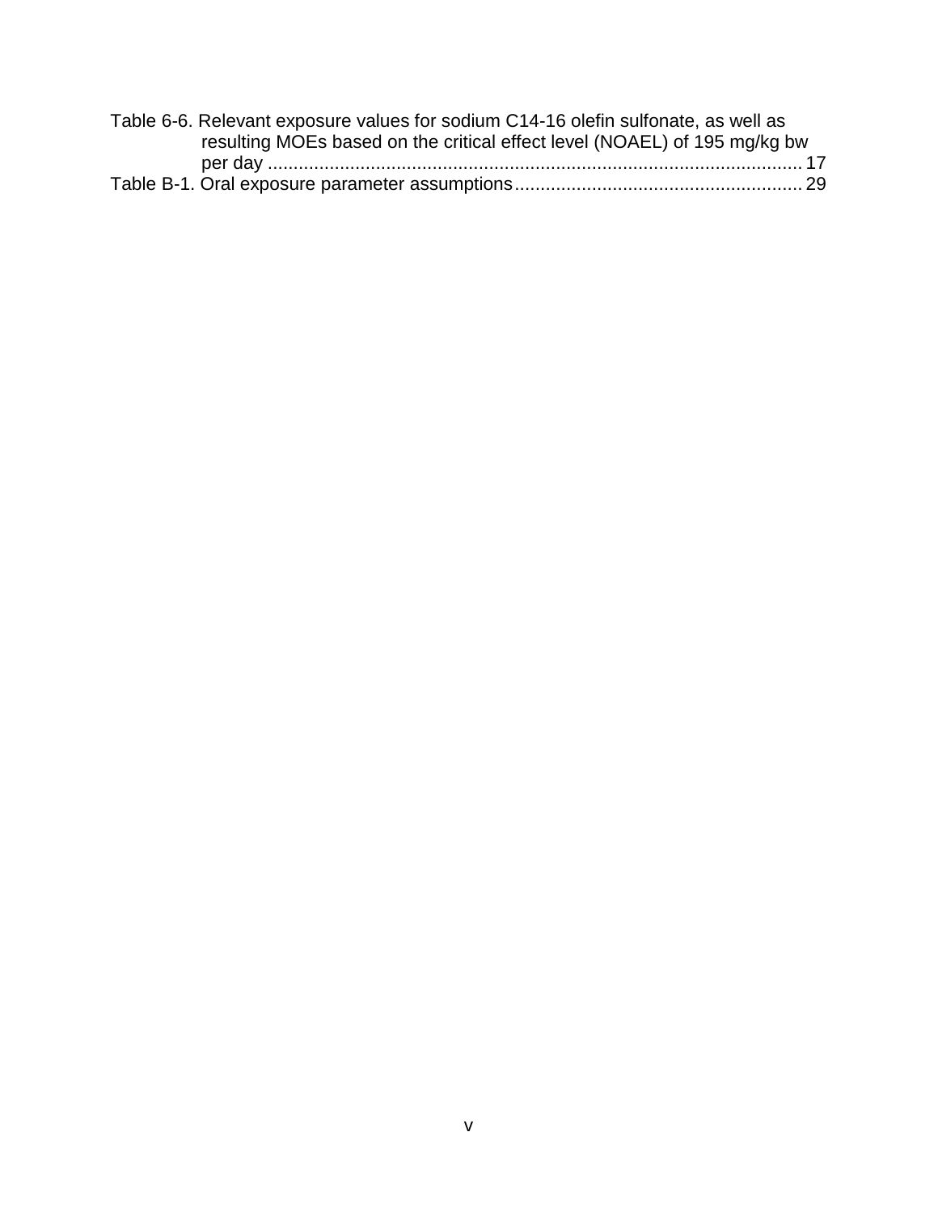Table 6-6. Relevant exposure values for sodium C14-16 olefin sulfonate, as well as resulting MOEs based on the critical effect level (NOAEL) of 195 mg/kg bw per day ........................................................................................................ 17

Table B-1. Oral exposure parameter assumptions ........................................................ 29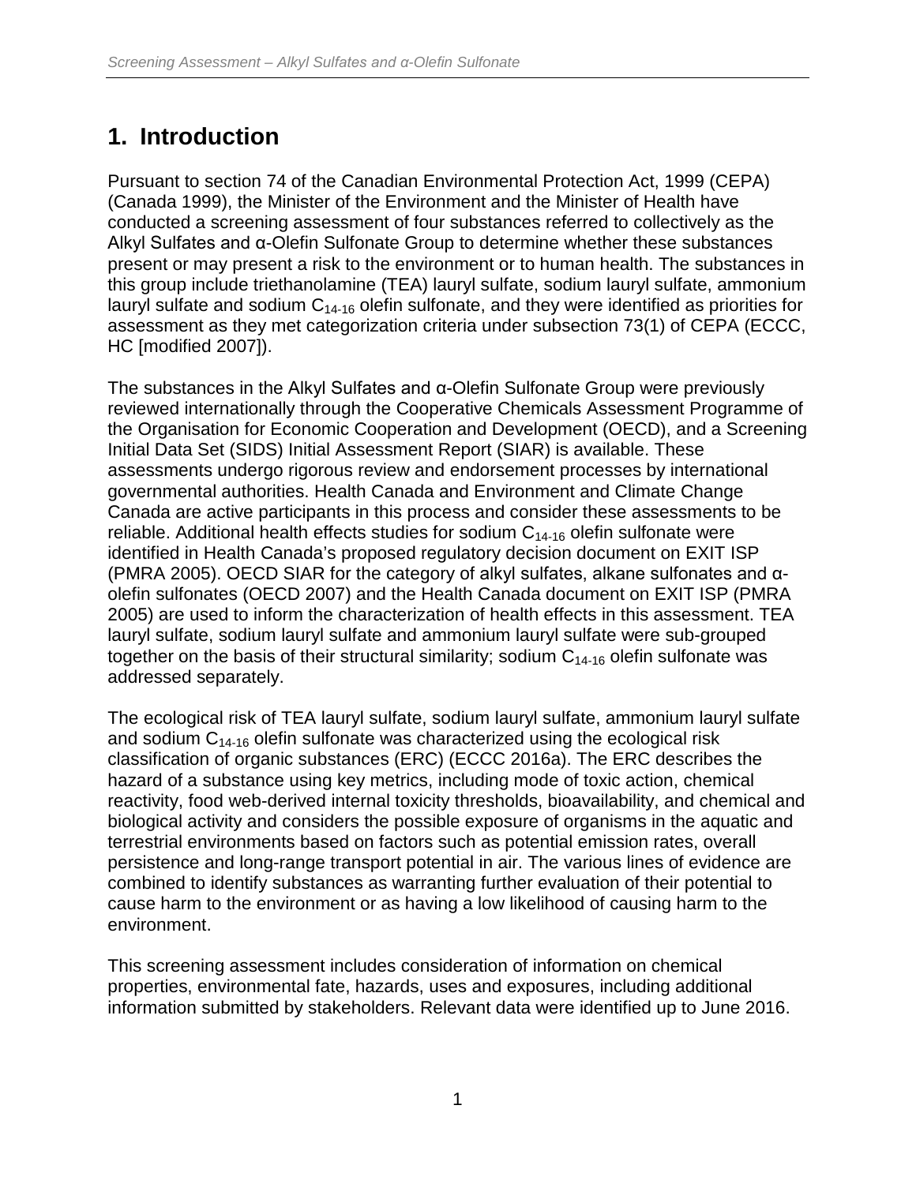# 1. Introduction

Pursuant to section 74 of the Canadian Environmental Protection Act, 1999 (CEPA) (Canada 1999), the Minister of the Environment and the Minister of Health have conducted a screening assessment of four substances referred to collectively as the Alkyl Sulfates and α-Olefin Sulfonate Group to determine whether these substances present or may present a risk to the environment or to human health. The substances in this group include triethanolamine (TEA) lauryl sulfate, sodium lauryl sulfate, ammonium lauryl sulfate and sodium $C_{14-16}$ olefin sulfonate, and they were identified as priorities for assessment as they met categorization criteria under subsection 73(1) of CEPA (ECCC, HC [modified 2007]).

The substances in the Alkyl Sulfates and α-Olefin Sulfonate Group were previously reviewed internationally through the Cooperative Chemicals Assessment Programme of the Organisation for Economic Cooperation and Development (OECD), and a Screening Initial Data Set (SIDS) Initial Assessment Report (SIAR) is available. These assessments undergo rigorous review and endorsement processes by international governmental authorities. Health Canada and Environment and Climate Change Canada are active participants in this process and consider these assessments to be reliable. Additional health effects studies for sodium $C_{14-16}$ olefin sulfonate were identified in Health Canada's proposed regulatory decision document on EXIT ISP (PMRA 2005). OECD SIAR for the category of alkyl sulfates, alkane sulfonates and α-olefin sulfonates (OECD 2007) and the Health Canada document on EXIT ISP (PMRA 2005) are used to inform the characterization of health effects in this assessment. TEA lauryl sulfate, sodium lauryl sulfate and ammonium lauryl sulfate were sub-grouped together on the basis of their structural similarity; sodium $C_{14-16}$ olefin sulfonate was addressed separately.

The ecological risk of TEA lauryl sulfate, sodium lauryl sulfate, ammonium lauryl sulfate and sodium $C_{14-16}$ olefin sulfonate was characterized using the ecological risk classification of organic substances (ERC) (ECCC 2016a). The ERC describes the hazard of a substance using key metrics, including mode of toxic action, chemical reactivity, food web-derived internal toxicity thresholds, bioavailability, and chemical and biological activity and considers the possible exposure of organisms in the aquatic and terrestrial environments based on factors such as potential emission rates, overall persistence and long-range transport potential in air. The various lines of evidence are combined to identify substances as warranting further evaluation of their potential to cause harm to the environment or as having a low likelihood of causing harm to the environment.

This screening assessment includes consideration of information on chemical properties, environmental fate, hazards, uses and exposures, including additional information submitted by stakeholders. Relevant data were identified up to June 2016.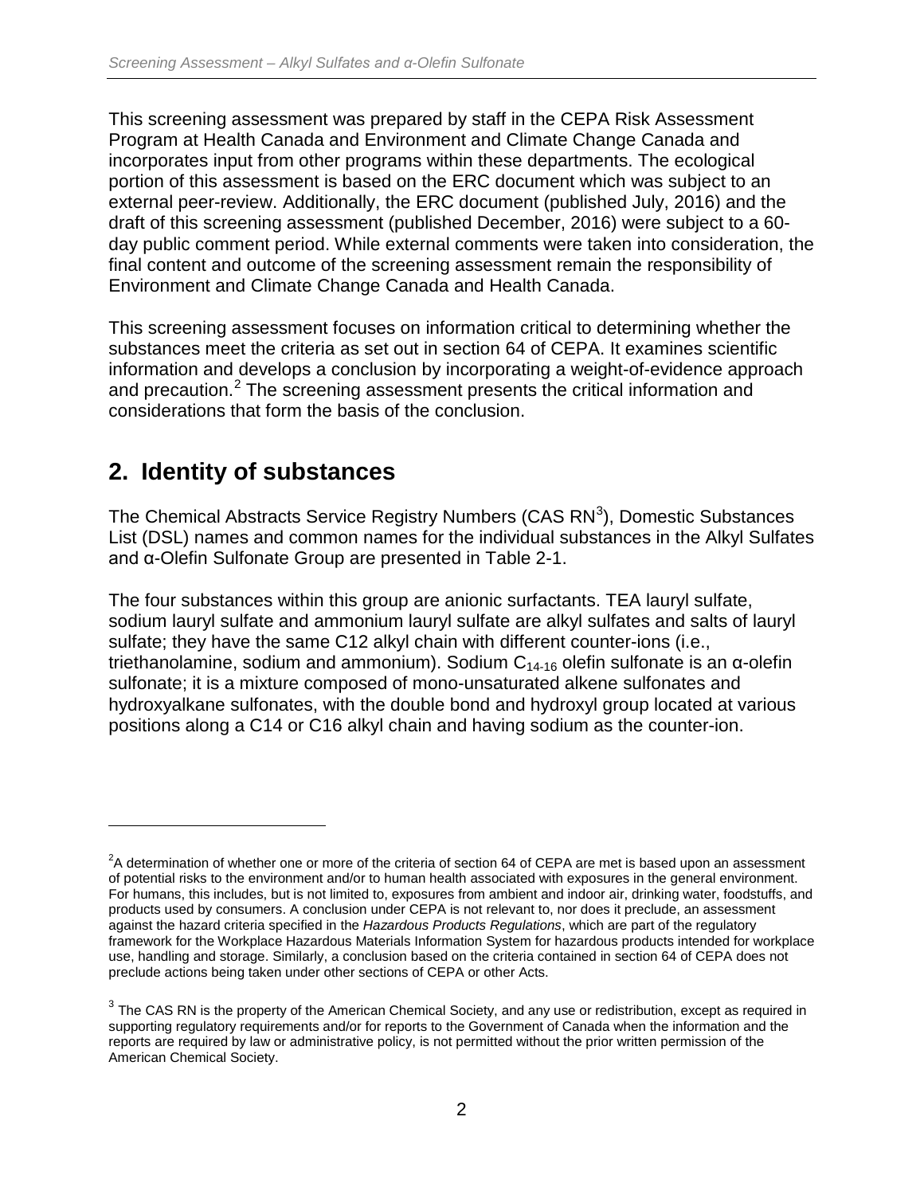This screening assessment was prepared by staff in the CEPA Risk Assessment Program at Health Canada and Environment and Climate Change Canada and incorporates input from other programs within these departments. The ecological portion of this assessment is based on the ERC document which was subject to an external peer-review. Additionally, the ERC document (published July, 2016) and the draft of this screening assessment (published December, 2016) were subject to a 60-day public comment period. While external comments were taken into consideration, the final content and outcome of the screening assessment remain the responsibility of Environment and Climate Change Canada and Health Canada.

This screening assessment focuses on information critical to determining whether the substances meet the criteria as set out in section 64 of CEPA. It examines scientific information and develops a conclusion by incorporating a weight-of-evidence approach and precaution.[2] The screening assessment presents the critical information and considerations that form the basis of the conclusion.

## 2. Identity of substances

The Chemical Abstracts Service Registry Numbers (CAS RN[3]), Domestic Substances List (DSL) names and common names for the individual substances in the Alkyl Sulfates and α-Olefin Sulfonate Group are presented in Table 2-1.

The four substances within this group are anionic surfactants. TEA lauryl sulfate, sodium lauryl sulfate and ammonium lauryl sulfate are alkyl sulfates and salts of lauryl sulfate; they have the same C12 alkyl chain with different counter-ions (i.e., triethanolamine, sodium and ammonium). Sodium $C_{14-16}$ olefin sulfonate is an α-olefin sulfonate; it is a mixture composed of mono-unsaturated alkene sulfonates and hydroxyalkane sulfonates, with the double bond and hydroxyl group located at various positions along a C14 or C16 alkyl chain and having sodium as the counter-ion.

---

[2] A determination of whether one or more of the criteria of section 64 of CEPA are met is based upon an assessment of potential risks to the environment and/or to human health associated with exposures in the general environment. For humans, this includes, but is not limited to, exposures from ambient and indoor air, drinking water, foodstuffs, and products used by consumers. A conclusion under CEPA is not relevant to, nor does it preclude, an assessment against the hazard criteria specified in the *Hazardous Products Regulations*, which are part of the regulatory framework for the Workplace Hazardous Materials Information System for hazardous products intended for workplace use, handling and storage. Similarly, a conclusion based on the criteria contained in section 64 of CEPA does not preclude actions being taken under other sections of CEPA or other Acts.

[3] The CAS RN is the property of the American Chemical Society, and any use or redistribution, except as required in supporting regulatory requirements and/or for reports to the Government of Canada when the information and the reports are required by law or administrative policy, is not permitted without the prior written permission of the American Chemical Society.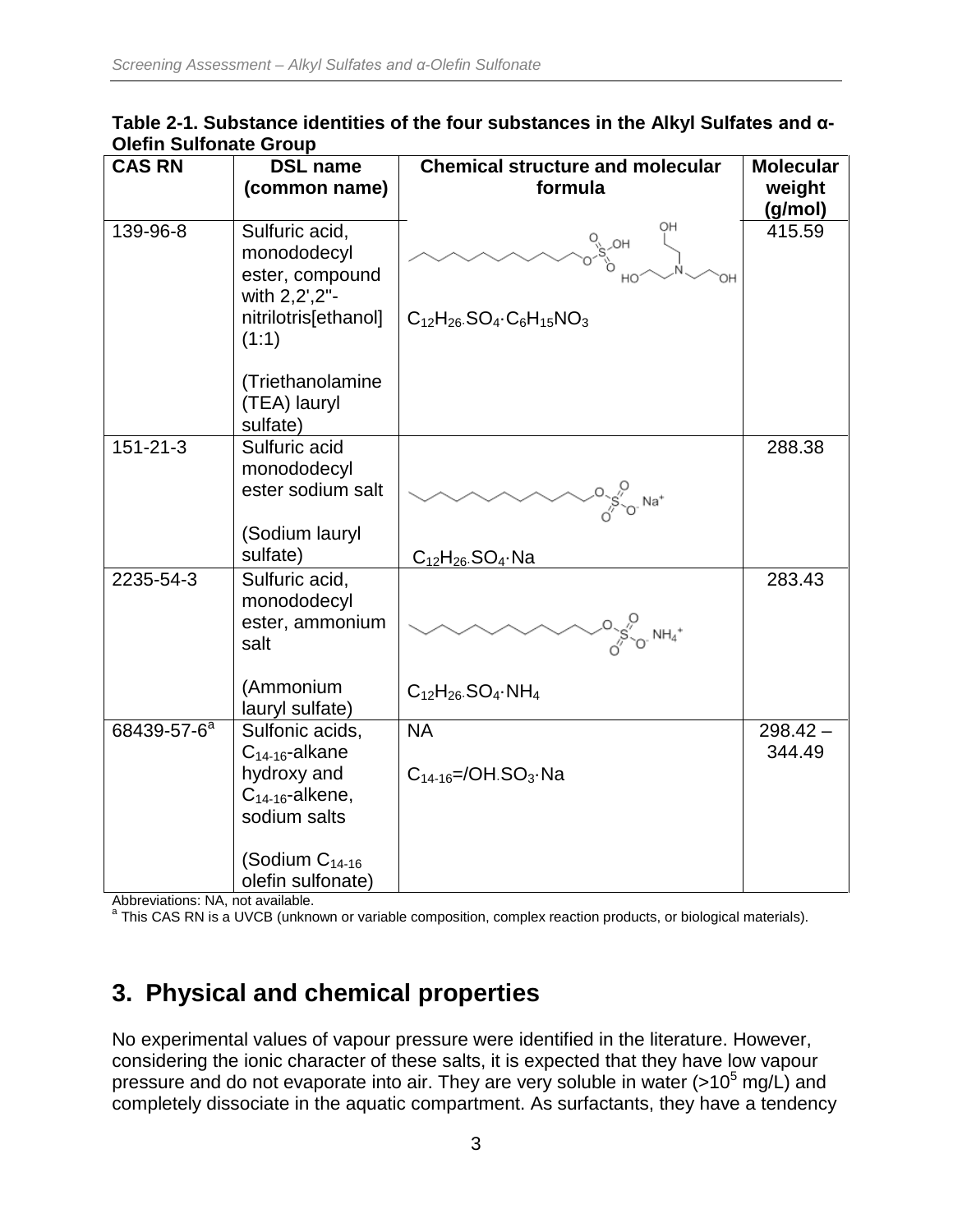**Table 2-1. Substance identities of the four substances in the Alkyl Sulfates and α-Olefin Sulfonate Group**

| CAS RN | DSL name (common name) | Chemical structure and molecular formula | Molecular weight (g/mol) |
| --- | --- | --- | --- |
| 139-96-8 | Sulfuric acid, monododecyl ester, compound with 2,2',2''-nitrilotris[ethanol] (1:1) (Triethanolamine (TEA) lauryl sulfate) | $C_{12}H_{26}.SO_4 \cdot C_6H_{15}NO_3$ | 415.59 |
| 151-21-3 | Sulfuric acid monododecyl ester sodium salt (Sodium lauryl sulfate) | $C_{12}H_{26}.SO_4 \cdot Na$ | 288.38 |
| 2235-54-3 | Sulfuric acid, monododecyl ester, ammonium salt (Ammonium lauryl sulfate) | $C_{12}H_{26}.SO_4 \cdot NH_4$ | 283.43 |
| 68439-57-6[a] | Sulfonic acids, $C_{14-16}$-alkane hydroxy and $C_{14-16}$-alkene, sodium salts (Sodium $C_{14-16}$ olefin sulfonate) | NA $C_{14-16}$=/OH.$SO_3 \cdot Na$ | 298.42 – 344.49 |

Abbreviations: NA, not available.
[a] This CAS RN is a UVCB (unknown or variable composition, complex reaction products, or biological materials).

## 3. Physical and chemical properties

No experimental values of vapour pressure were identified in the literature. However, considering the ionic character of these salts, it is expected that they have low vapour pressure and do not evaporate into air. They are very soluble in water (>$10^5$ mg/L) and completely dissociate in the aquatic compartment. As surfactants, they have a tendency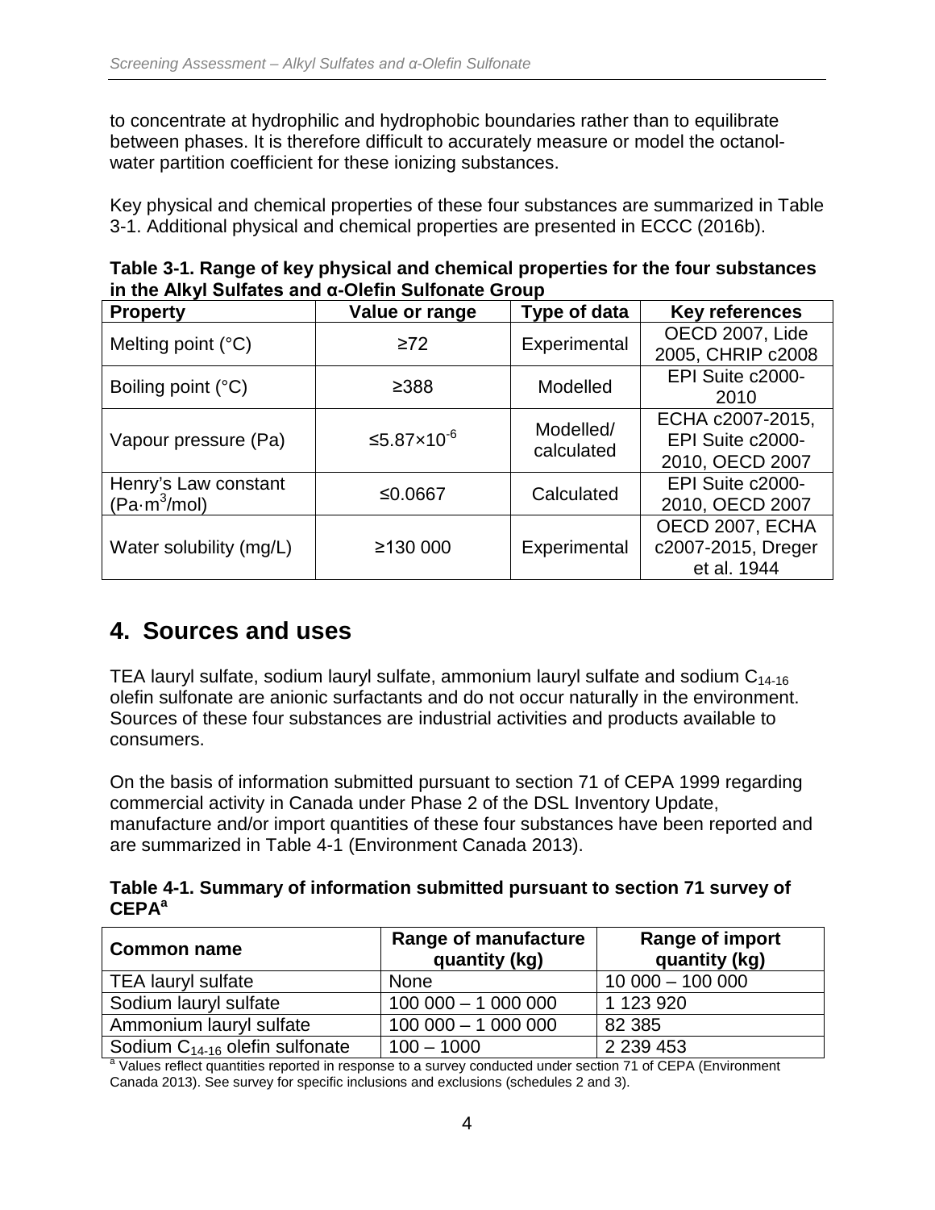to concentrate at hydrophilic and hydrophobic boundaries rather than to equilibrate between phases. It is therefore difficult to accurately measure or model the octanol-water partition coefficient for these ionizing substances.

Key physical and chemical properties of these four substances are summarized in Table 3-1. Additional physical and chemical properties are presented in ECCC (2016b).

**Table 3-1. Range of key physical and chemical properties for the four substances in the Alkyl Sulfates and α-Olefin Sulfonate Group**

| Property | Value or range | Type of data | Key references |
|---|---|---|---|
| Melting point (°C) | ≥72 | Experimental | OECD 2007, Lide 2005, CHRIP c2008 |
| Boiling point (°C) | ≥388 | Modelled | EPI Suite c2000-2010 |
| Vapour pressure (Pa) | $\leq 5.87 \times 10^{-6}$ | Modelled/ calculated | ECHA c2007-2015, EPI Suite c2000-2010, OECD 2007 |
| Henry's Law constant ($Pa \cdot m^3/mol$) | ≤0.0667 | Calculated | EPI Suite c2000-2010, OECD 2007 |
| Water solubility (mg/L) | ≥130 000 | Experimental | OECD 2007, ECHA c2007-2015, Dreger et al. 1944 |

## 4. Sources and uses

TEA lauryl sulfate, sodium lauryl sulfate, ammonium lauryl sulfate and sodium $C_{14-16}$ olefin sulfonate are anionic surfactants and do not occur naturally in the environment. Sources of these four substances are industrial activities and products available to consumers.

On the basis of information submitted pursuant to section 71 of CEPA 1999 regarding commercial activity in Canada under Phase 2 of the DSL Inventory Update, manufacture and/or import quantities of these four substances have been reported and are summarized in Table 4-1 (Environment Canada 2013).

**Table 4-1. Summary of information submitted pursuant to section 71 survey of CEPA[a]**

| Common name | Range of manufacture quantity (kg) | Range of import quantity (kg) |
|---|---|---|
| TEA lauryl sulfate | None | 10 000 – 100 000 |
| Sodium lauryl sulfate | 100 000 – 1 000 000 | 1 123 920 |
| Ammonium lauryl sulfate | 100 000 – 1 000 000 | 82 385 |
| Sodium $C_{14-16}$ olefin sulfonate | 100 – 1000 | 2 239 453 |

[a] Values reflect quantities reported in response to a survey conducted under section 71 of CEPA (Environment Canada 2013). See survey for specific inclusions and exclusions (schedules 2 and 3).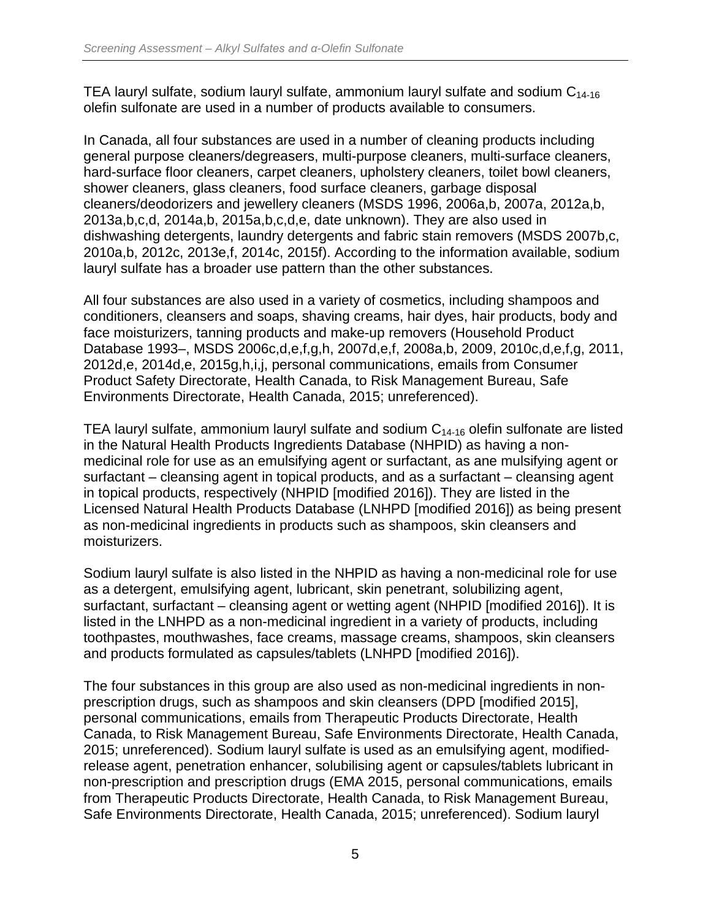TEA lauryl sulfate, sodium lauryl sulfate, ammonium lauryl sulfate and sodium $C_{14\text{-}16}$ olefin sulfonate are used in a number of products available to consumers.

In Canada, all four substances are used in a number of cleaning products including general purpose cleaners/degreasers, multi-purpose cleaners, multi-surface cleaners, hard-surface floor cleaners, carpet cleaners, upholstery cleaners, toilet bowl cleaners, shower cleaners, glass cleaners, food surface cleaners, garbage disposal cleaners/deodorizers and jewellery cleaners (MSDS 1996, 2006a,b, 2007a, 2012a,b, 2013a,b,c,d, 2014a,b, 2015a,b,c,d,e, date unknown). They are also used in dishwashing detergents, laundry detergents and fabric stain removers (MSDS 2007b,c, 2010a,b, 2012c, 2013e,f, 2014c, 2015f). According to the information available, sodium lauryl sulfate has a broader use pattern than the other substances.

All four substances are also used in a variety of cosmetics, including shampoos and conditioners, cleansers and soaps, shaving creams, hair dyes, hair products, body and face moisturizers, tanning products and make-up removers (Household Product Database 1993–, MSDS 2006c,d,e,f,g,h, 2007d,e,f, 2008a,b, 2009, 2010c,d,e,f,g, 2011, 2012d,e, 2014d,e, 2015g,h,i,j, personal communications, emails from Consumer Product Safety Directorate, Health Canada, to Risk Management Bureau, Safe Environments Directorate, Health Canada, 2015; unreferenced).

TEA lauryl sulfate, ammonium lauryl sulfate and sodium $C_{14\text{-}16}$ olefin sulfonate are listed in the Natural Health Products Ingredients Database (NHPID) as having a non-medicinal role for use as an emulsifying agent or surfactant, as ane mulsifying agent or surfactant – cleansing agent in topical products, and as a surfactant – cleansing agent in topical products, respectively (NHPID [modified 2016]). They are listed in the Licensed Natural Health Products Database (LNHPD [modified 2016]) as being present as non-medicinal ingredients in products such as shampoos, skin cleansers and moisturizers.

Sodium lauryl sulfate is also listed in the NHPID as having a non-medicinal role for use as a detergent, emulsifying agent, lubricant, skin penetrant, solubilizing agent, surfactant, surfactant – cleansing agent or wetting agent (NHPID [modified 2016]). It is listed in the LNHPD as a non-medicinal ingredient in a variety of products, including toothpastes, mouthwashes, face creams, massage creams, shampoos, skin cleansers and products formulated as capsules/tablets (LNHPD [modified 2016]).

The four substances in this group are also used as non-medicinal ingredients in non-prescription drugs, such as shampoos and skin cleansers (DPD [modified 2015], personal communications, emails from Therapeutic Products Directorate, Health Canada, to Risk Management Bureau, Safe Environments Directorate, Health Canada, 2015; unreferenced). Sodium lauryl sulfate is used as an emulsifying agent, modified-release agent, penetration enhancer, solubilising agent or capsules/tablets lubricant in non-prescription and prescription drugs (EMA 2015, personal communications, emails from Therapeutic Products Directorate, Health Canada, to Risk Management Bureau, Safe Environments Directorate, Health Canada, 2015; unreferenced). Sodium lauryl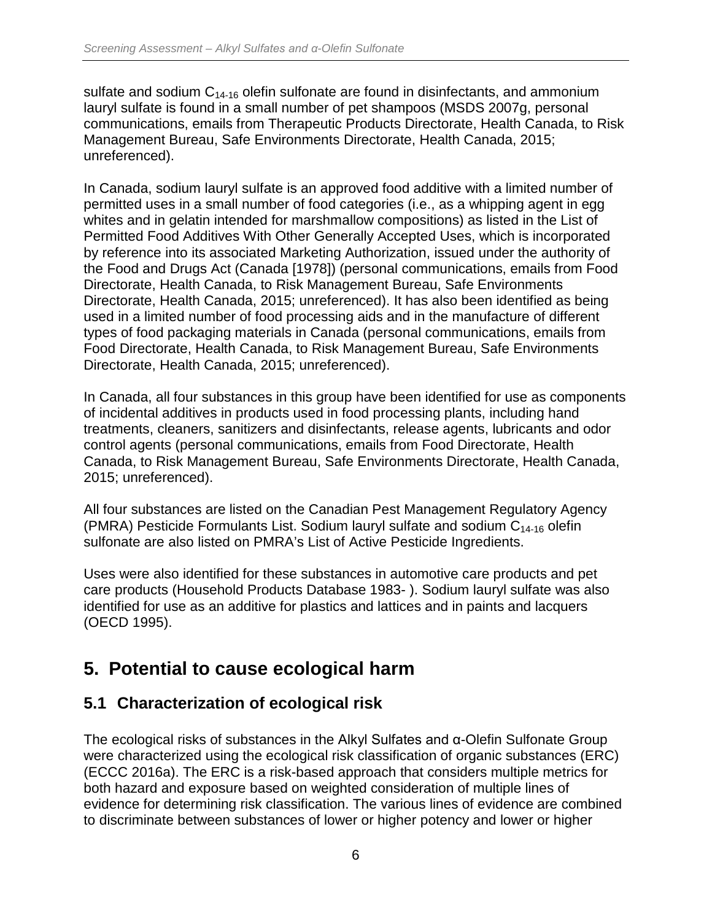sulfate and sodium $C_{14-16}$ olefin sulfonate are found in disinfectants, and ammonium lauryl sulfate is found in a small number of pet shampoos (MSDS 2007g, personal communications, emails from Therapeutic Products Directorate, Health Canada, to Risk Management Bureau, Safe Environments Directorate, Health Canada, 2015; unreferenced).

In Canada, sodium lauryl sulfate is an approved food additive with a limited number of permitted uses in a small number of food categories (i.e., as a whipping agent in egg whites and in gelatin intended for marshmallow compositions) as listed in the List of Permitted Food Additives With Other Generally Accepted Uses, which is incorporated by reference into its associated Marketing Authorization, issued under the authority of the Food and Drugs Act (Canada [1978]) (personal communications, emails from Food Directorate, Health Canada, to Risk Management Bureau, Safe Environments Directorate, Health Canada, 2015; unreferenced). It has also been identified as being used in a limited number of food processing aids and in the manufacture of different types of food packaging materials in Canada (personal communications, emails from Food Directorate, Health Canada, to Risk Management Bureau, Safe Environments Directorate, Health Canada, 2015; unreferenced).

In Canada, all four substances in this group have been identified for use as components of incidental additives in products used in food processing plants, including hand treatments, cleaners, sanitizers and disinfectants, release agents, lubricants and odor control agents (personal communications, emails from Food Directorate, Health Canada, to Risk Management Bureau, Safe Environments Directorate, Health Canada, 2015; unreferenced).

All four substances are listed on the Canadian Pest Management Regulatory Agency (PMRA) Pesticide Formulants List. Sodium lauryl sulfate and sodium $C_{14-16}$ olefin sulfonate are also listed on PMRA's List of Active Pesticide Ingredients.

Uses were also identified for these substances in automotive care products and pet care products (Household Products Database 1983- ). Sodium lauryl sulfate was also identified for use as an additive for plastics and lattices and in paints and lacquers (OECD 1995).

# 5. Potential to cause ecological harm

## 5.1 Characterization of ecological risk

The ecological risks of substances in the Alkyl Sulfates and α-Olefin Sulfonate Group were characterized using the ecological risk classification of organic substances (ERC) (ECCC 2016a). The ERC is a risk-based approach that considers multiple metrics for both hazard and exposure based on weighted consideration of multiple lines of evidence for determining risk classification. The various lines of evidence are combined to discriminate between substances of lower or higher potency and lower or higher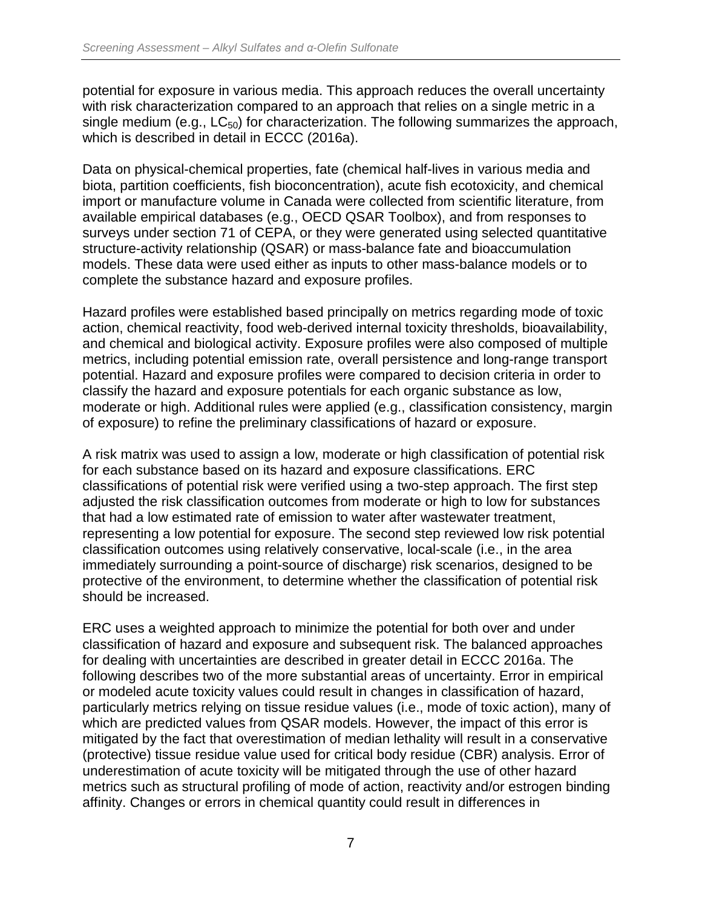potential for exposure in various media. This approach reduces the overall uncertainty with risk characterization compared to an approach that relies on a single metric in a single medium (e.g., $LC_{50}$) for characterization. The following summarizes the approach, which is described in detail in ECCC (2016a).

Data on physical-chemical properties, fate (chemical half-lives in various media and biota, partition coefficients, fish bioconcentration), acute fish ecotoxicity, and chemical import or manufacture volume in Canada were collected from scientific literature, from available empirical databases (e.g., OECD QSAR Toolbox), and from responses to surveys under section 71 of CEPA, or they were generated using selected quantitative structure-activity relationship (QSAR) or mass-balance fate and bioaccumulation models. These data were used either as inputs to other mass-balance models or to complete the substance hazard and exposure profiles.

Hazard profiles were established based principally on metrics regarding mode of toxic action, chemical reactivity, food web-derived internal toxicity thresholds, bioavailability, and chemical and biological activity. Exposure profiles were also composed of multiple metrics, including potential emission rate, overall persistence and long-range transport potential. Hazard and exposure profiles were compared to decision criteria in order to classify the hazard and exposure potentials for each organic substance as low, moderate or high. Additional rules were applied (e.g., classification consistency, margin of exposure) to refine the preliminary classifications of hazard or exposure.

A risk matrix was used to assign a low, moderate or high classification of potential risk for each substance based on its hazard and exposure classifications. ERC classifications of potential risk were verified using a two-step approach. The first step adjusted the risk classification outcomes from moderate or high to low for substances that had a low estimated rate of emission to water after wastewater treatment, representing a low potential for exposure. The second step reviewed low risk potential classification outcomes using relatively conservative, local-scale (i.e., in the area immediately surrounding a point-source of discharge) risk scenarios, designed to be protective of the environment, to determine whether the classification of potential risk should be increased.

ERC uses a weighted approach to minimize the potential for both over and under classification of hazard and exposure and subsequent risk. The balanced approaches for dealing with uncertainties are described in greater detail in ECCC 2016a. The following describes two of the more substantial areas of uncertainty. Error in empirical or modeled acute toxicity values could result in changes in classification of hazard, particularly metrics relying on tissue residue values (i.e., mode of toxic action), many of which are predicted values from QSAR models. However, the impact of this error is mitigated by the fact that overestimation of median lethality will result in a conservative (protective) tissue residue value used for critical body residue (CBR) analysis. Error of underestimation of acute toxicity will be mitigated through the use of other hazard metrics such as structural profiling of mode of action, reactivity and/or estrogen binding affinity. Changes or errors in chemical quantity could result in differences in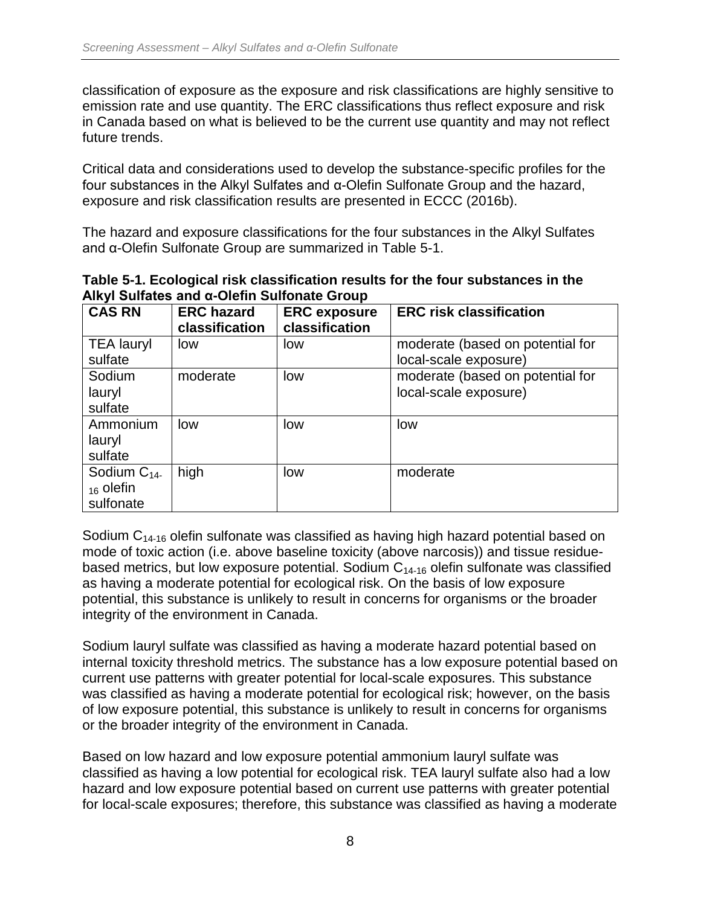classification of exposure as the exposure and risk classifications are highly sensitive to emission rate and use quantity. The ERC classifications thus reflect exposure and risk in Canada based on what is believed to be the current use quantity and may not reflect future trends.

Critical data and considerations used to develop the substance-specific profiles for the four substances in the Alkyl Sulfates and α-Olefin Sulfonate Group and the hazard, exposure and risk classification results are presented in ECCC (2016b).

The hazard and exposure classifications for the four substances in the Alkyl Sulfates and α-Olefin Sulfonate Group are summarized in Table 5-1.

**Table 5-1. Ecological risk classification results for the four substances in the Alkyl Sulfates and α-Olefin Sulfonate Group**

| CAS RN | ERC hazard classification | ERC exposure classification | ERC risk classification |
|---|---|---|---|
| TEA lauryl sulfate | low | low | moderate (based on potential for local-scale exposure) |
| Sodium lauryl sulfate | moderate | low | moderate (based on potential for local-scale exposure) |
| Ammonium lauryl sulfate | low | low | low |
| Sodium $C_{14-16}$ olefin sulfonate | high | low | moderate |

Sodium $C_{14-16}$ olefin sulfonate was classified as having high hazard potential based on mode of toxic action (i.e. above baseline toxicity (above narcosis)) and tissue residue-based metrics, but low exposure potential. Sodium $C_{14-16}$ olefin sulfonate was classified as having a moderate potential for ecological risk. On the basis of low exposure potential, this substance is unlikely to result in concerns for organisms or the broader integrity of the environment in Canada.

Sodium lauryl sulfate was classified as having a moderate hazard potential based on internal toxicity threshold metrics. The substance has a low exposure potential based on current use patterns with greater potential for local-scale exposures. This substance was classified as having a moderate potential for ecological risk; however, on the basis of low exposure potential, this substance is unlikely to result in concerns for organisms or the broader integrity of the environment in Canada.

Based on low hazard and low exposure potential ammonium lauryl sulfate was classified as having a low potential for ecological risk. TEA lauryl sulfate also had a low hazard and low exposure potential based on current use patterns with greater potential for local-scale exposures; therefore, this substance was classified as having a moderate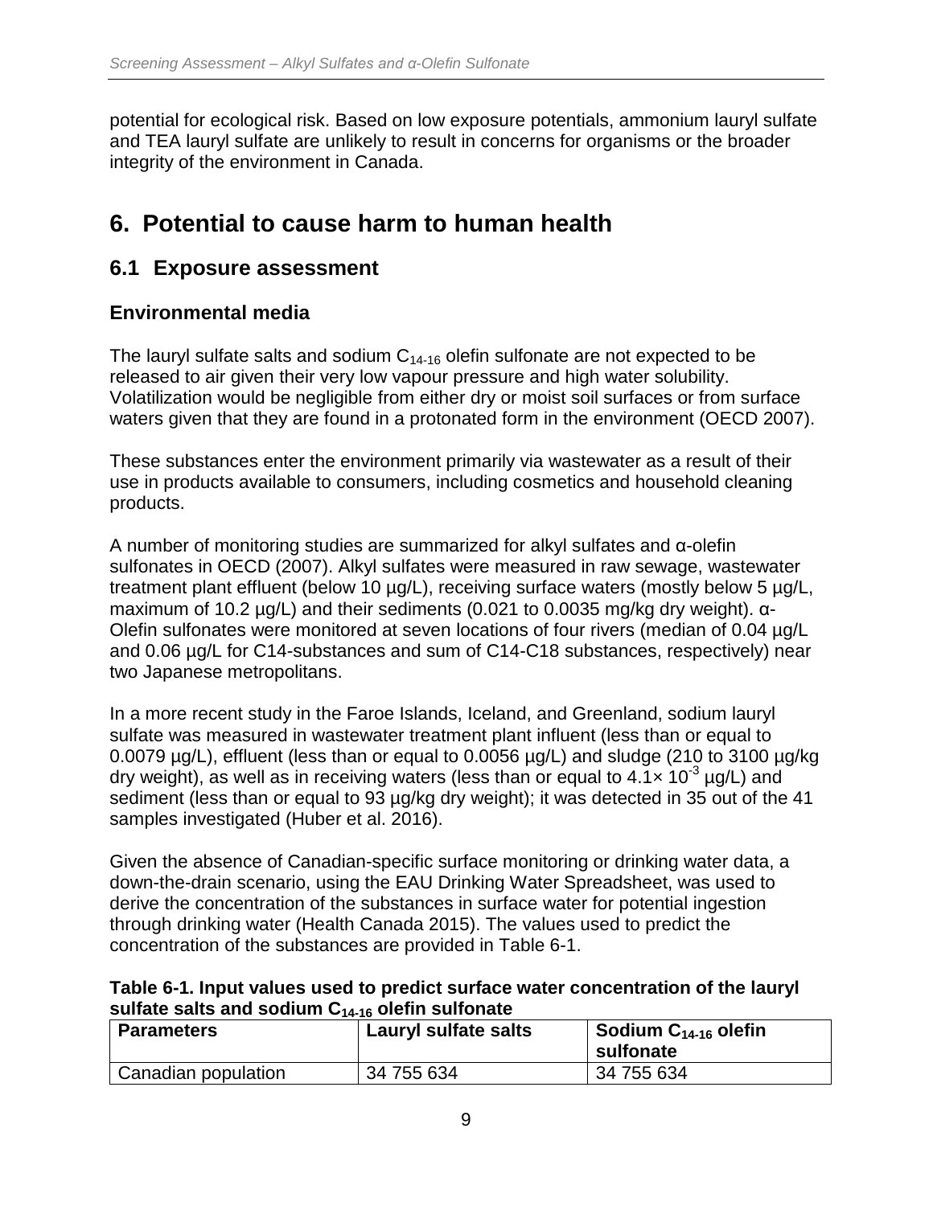potential for ecological risk. Based on low exposure potentials, ammonium lauryl sulfate and TEA lauryl sulfate are unlikely to result in concerns for organisms or the broader integrity of the environment in Canada.

# 6. Potential to cause harm to human health

## 6.1 Exposure assessment

### Environmental media

The lauryl sulfate salts and sodium $C_{14\text{-}16}$ olefin sulfonate are not expected to be released to air given their very low vapour pressure and high water solubility. Volatilization would be negligible from either dry or moist soil surfaces or from surface waters given that they are found in a protonated form in the environment (OECD 2007).

These substances enter the environment primarily via wastewater as a result of their use in products available to consumers, including cosmetics and household cleaning products.

A number of monitoring studies are summarized for alkyl sulfates and α-olefin sulfonates in OECD (2007). Alkyl sulfates were measured in raw sewage, wastewater treatment plant effluent (below 10 µg/L), receiving surface waters (mostly below 5 µg/L, maximum of 10.2 µg/L) and their sediments (0.021 to 0.0035 mg/kg dry weight). α-Olefin sulfonates were monitored at seven locations of four rivers (median of 0.04 µg/L and 0.06 µg/L for C14-substances and sum of C14-C18 substances, respectively) near two Japanese metropolitans.

In a more recent study in the Faroe Islands, Iceland, and Greenland, sodium lauryl sulfate was measured in wastewater treatment plant influent (less than or equal to 0.0079 µg/L), effluent (less than or equal to 0.0056 µg/L) and sludge (210 to 3100 µg/kg dry weight), as well as in receiving waters (less than or equal to $4.1 \times 10^{-3}$ µg/L) and sediment (less than or equal to 93 µg/kg dry weight); it was detected in 35 out of the 41 samples investigated (Huber et al. 2016).

Given the absence of Canadian-specific surface monitoring or drinking water data, a down-the-drain scenario, using the EAU Drinking Water Spreadsheet, was used to derive the concentration of the substances in surface water for potential ingestion through drinking water (Health Canada 2015). The values used to predict the concentration of the substances are provided in Table 6-1.

**Table 6-1. Input values used to predict surface water concentration of the lauryl sulfate salts and sodium $C_{14\text{-}16}$ olefin sulfonate**

| Parameters | Lauryl sulfate salts | Sodium $C_{14\text{-}16}$ olefin sulfonate |
|---|---|---|
| Canadian population | 34 755 634 | 34 755 634 |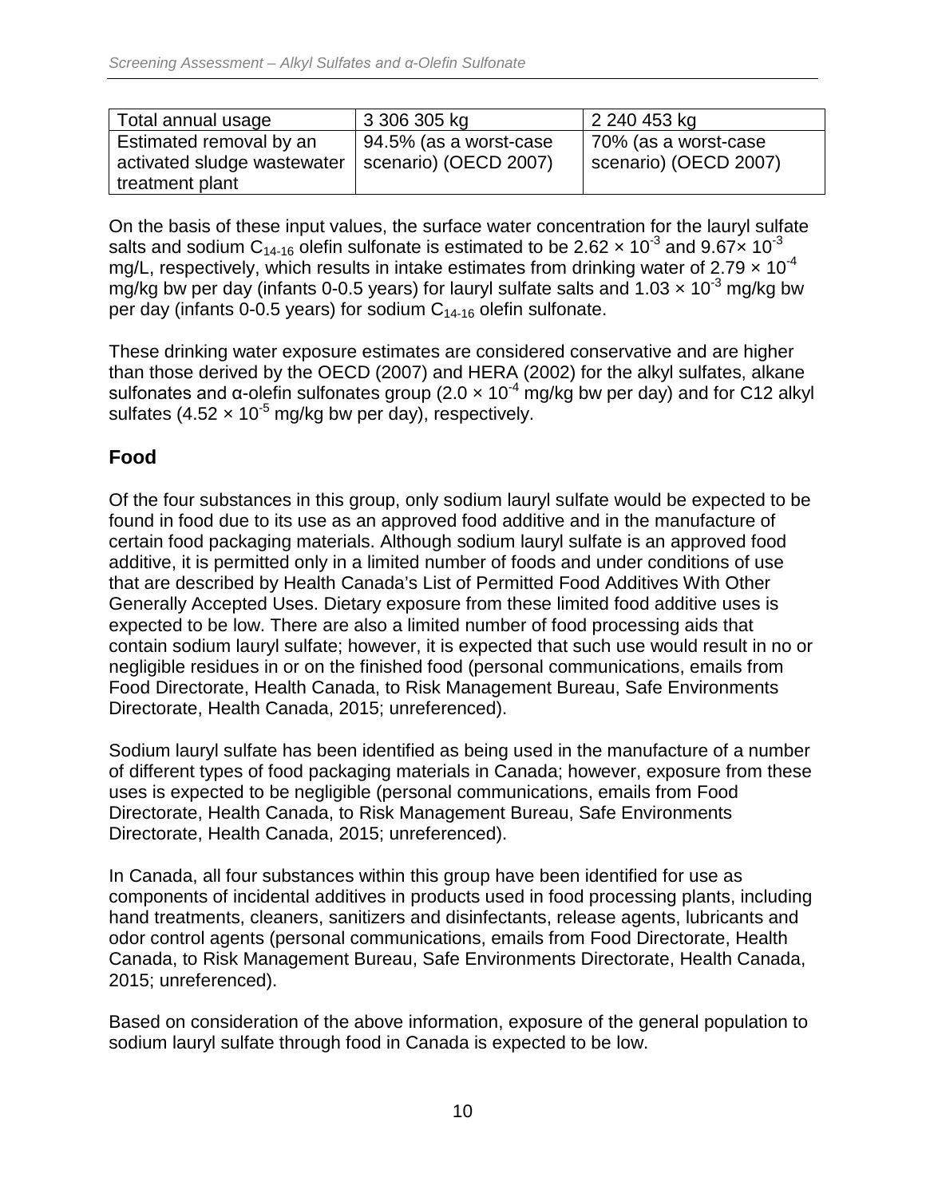| Total annual usage | 3 306 305 kg | 2 240 453 kg |
|---|---|---|
| Estimated removal by an activated sludge wastewater treatment plant | 94.5% (as a worst-case scenario) (OECD 2007) | 70% (as a worst-case scenario) (OECD 2007) |

On the basis of these input values, the surface water concentration for the lauryl sulfate salts and sodium $C_{14\text{-}16}$ olefin sulfonate is estimated to be $2.62 \times 10^{-3}$ and $9.67 \times 10^{-3}$ mg/L, respectively, which results in intake estimates from drinking water of $2.79 \times 10^{-4}$ mg/kg bw per day (infants 0-0.5 years) for lauryl sulfate salts and $1.03 \times 10^{-3}$ mg/kg bw per day (infants 0-0.5 years) for sodium $C_{14\text{-}16}$ olefin sulfonate.

These drinking water exposure estimates are considered conservative and are higher than those derived by the OECD (2007) and HERA (2002) for the alkyl sulfates, alkane sulfonates and α-olefin sulfonates group ($2.0 \times 10^{-4}$ mg/kg bw per day) and for C12 alkyl sulfates ($4.52 \times 10^{-5}$ mg/kg bw per day), respectively.

## Food

Of the four substances in this group, only sodium lauryl sulfate would be expected to be found in food due to its use as an approved food additive and in the manufacture of certain food packaging materials. Although sodium lauryl sulfate is an approved food additive, it is permitted only in a limited number of foods and under conditions of use that are described by Health Canada's List of Permitted Food Additives With Other Generally Accepted Uses. Dietary exposure from these limited food additive uses is expected to be low. There are also a limited number of food processing aids that contain sodium lauryl sulfate; however, it is expected that such use would result in no or negligible residues in or on the finished food (personal communications, emails from Food Directorate, Health Canada, to Risk Management Bureau, Safe Environments Directorate, Health Canada, 2015; unreferenced).

Sodium lauryl sulfate has been identified as being used in the manufacture of a number of different types of food packaging materials in Canada; however, exposure from these uses is expected to be negligible (personal communications, emails from Food Directorate, Health Canada, to Risk Management Bureau, Safe Environments Directorate, Health Canada, 2015; unreferenced).

In Canada, all four substances within this group have been identified for use as components of incidental additives in products used in food processing plants, including hand treatments, cleaners, sanitizers and disinfectants, release agents, lubricants and odor control agents (personal communications, emails from Food Directorate, Health Canada, to Risk Management Bureau, Safe Environments Directorate, Health Canada, 2015; unreferenced).

Based on consideration of the above information, exposure of the general population to sodium lauryl sulfate through food in Canada is expected to be low.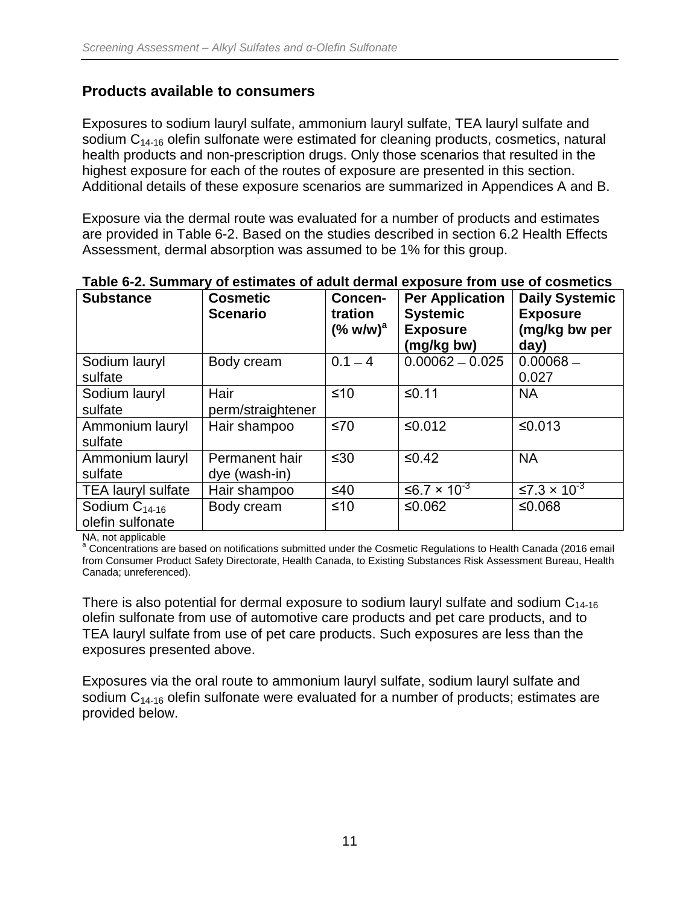## Products available to consumers

Exposures to sodium lauryl sulfate, ammonium lauryl sulfate, TEA lauryl sulfate and sodium $C_{14\text{-}16}$ olefin sulfonate were estimated for cleaning products, cosmetics, natural health products and non-prescription drugs. Only those scenarios that resulted in the highest exposure for each of the routes of exposure are presented in this section. Additional details of these exposure scenarios are summarized in Appendices A and B.

Exposure via the dermal route was evaluated for a number of products and estimates are provided in Table 6-2. Based on the studies described in section 6.2 Health Effects Assessment, dermal absorption was assumed to be 1% for this group.

**Table 6-2. Summary of estimates of adult dermal exposure from use of cosmetics**

| Substance | Cosmetic Scenario | Concentration (% w/w)[a] | Per Application Systemic Exposure (mg/kg bw) | Daily Systemic Exposure (mg/kg bw per day) |
|---|---|---|---|---|
| Sodium lauryl sulfate | Body cream | 0.1 – 4 | 0.00062 – 0.025 | 0.00068 – 0.027 |
| Sodium lauryl sulfate | Hair perm/straightener | ≤10 | ≤0.11 | NA |
| Ammonium lauryl sulfate | Hair shampoo | ≤70 | ≤0.012 | ≤0.013 |
| Ammonium lauryl sulfate | Permanent hair dye (wash-in) | ≤30 | ≤0.42 | NA |
| TEA lauryl sulfate | Hair shampoo | ≤40 | $\leq 6.7 \times 10^{-3}$ | $\leq 7.3 \times 10^{-3}$ |
| Sodium $C_{14\text{-}16}$ olefin sulfonate | Body cream | ≤10 | ≤0.062 | ≤0.068 |

NA, not applicable
[a] Concentrations are based on notifications submitted under the Cosmetic Regulations to Health Canada (2016 email from Consumer Product Safety Directorate, Health Canada, to Existing Substances Risk Assessment Bureau, Health Canada; unreferenced).

There is also potential for dermal exposure to sodium lauryl sulfate and sodium $C_{14\text{-}16}$ olefin sulfonate from use of automotive care products and pet care products, and to TEA lauryl sulfate from use of pet care products. Such exposures are less than the exposures presented above.

Exposures via the oral route to ammonium lauryl sulfate, sodium lauryl sulfate and sodium $C_{14\text{-}16}$ olefin sulfonate were evaluated for a number of products; estimates are provided below.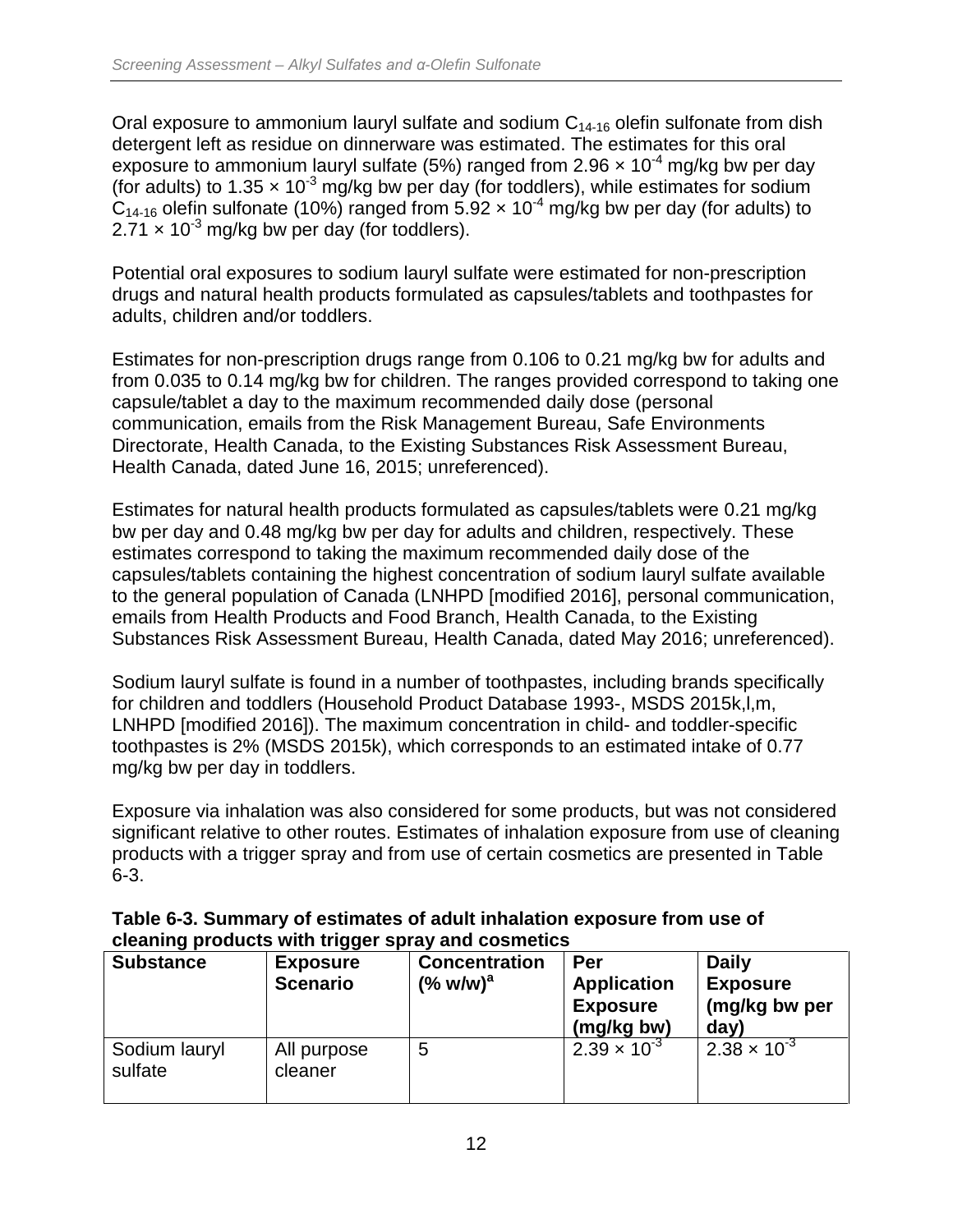Oral exposure to ammonium lauryl sulfate and sodium $C_{14\text{-}16}$ olefin sulfonate from dish detergent left as residue on dinnerware was estimated. The estimates for this oral exposure to ammonium lauryl sulfate (5%) ranged from $2.96 \times 10^{-4}$ mg/kg bw per day (for adults) to $1.35 \times 10^{-3}$ mg/kg bw per day (for toddlers), while estimates for sodium $C_{14\text{-}16}$ olefin sulfonate (10%) ranged from $5.92 \times 10^{-4}$ mg/kg bw per day (for adults) to $2.71 \times 10^{-3}$ mg/kg bw per day (for toddlers).

Potential oral exposures to sodium lauryl sulfate were estimated for non-prescription drugs and natural health products formulated as capsules/tablets and toothpastes for adults, children and/or toddlers.

Estimates for non-prescription drugs range from 0.106 to 0.21 mg/kg bw for adults and from 0.035 to 0.14 mg/kg bw for children. The ranges provided correspond to taking one capsule/tablet a day to the maximum recommended daily dose (personal communication, emails from the Risk Management Bureau, Safe Environments Directorate, Health Canada, to the Existing Substances Risk Assessment Bureau, Health Canada, dated June 16, 2015; unreferenced).

Estimates for natural health products formulated as capsules/tablets were 0.21 mg/kg bw per day and 0.48 mg/kg bw per day for adults and children, respectively. These estimates correspond to taking the maximum recommended daily dose of the capsules/tablets containing the highest concentration of sodium lauryl sulfate available to the general population of Canada (LNHPD [modified 2016], personal communication, emails from Health Products and Food Branch, Health Canada, to the Existing Substances Risk Assessment Bureau, Health Canada, dated May 2016; unreferenced).

Sodium lauryl sulfate is found in a number of toothpastes, including brands specifically for children and toddlers (Household Product Database 1993-, MSDS 2015k,l,m, LNHPD [modified 2016]). The maximum concentration in child- and toddler-specific toothpastes is 2% (MSDS 2015k), which corresponds to an estimated intake of 0.77 mg/kg bw per day in toddlers.

Exposure via inhalation was also considered for some products, but was not considered significant relative to other routes. Estimates of inhalation exposure from use of cleaning products with a trigger spray and from use of certain cosmetics are presented in Table 6-3.

**Table 6-3. Summary of estimates of adult inhalation exposure from use of cleaning products with trigger spray and cosmetics**

| Substance | Exposure Scenario | Concentration (% w/w)[a] | Per Application Exposure (mg/kg bw) | Daily Exposure (mg/kg bw per day) |
|---|---|---|---|---|
| Sodium lauryl sulfate | All purpose cleaner | 5 | $2.39 \times 10^{-3}$ | $2.38 \times 10^{-3}$ |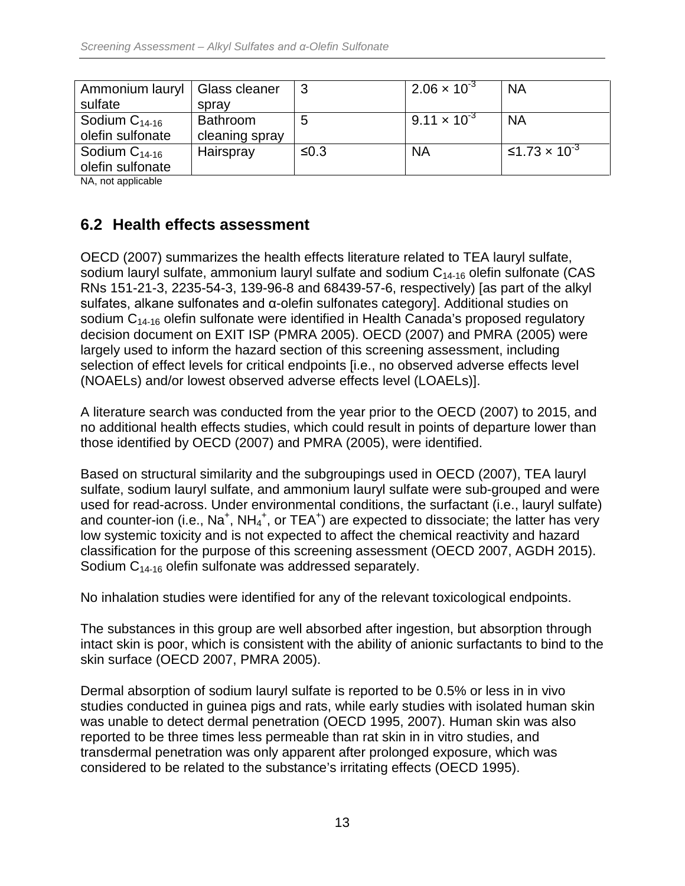| Ammonium lauryl sulfate | Glass cleaner spray | 3 | $2.06 \times 10^{-3}$ | NA |
|---|---|---|---|---|
| Sodium $C_{14\text{-}16}$ olefin sulfonate | Bathroom cleaning spray | 5 | $9.11 \times 10^{-3}$ | NA |
| Sodium $C_{14\text{-}16}$ olefin sulfonate | Hairspray | ≤0.3 | NA | ≤$1.73 \times 10^{-3}$ |

NA, not applicable

## 6.2 Health effects assessment

OECD (2007) summarizes the health effects literature related to TEA lauryl sulfate, sodium lauryl sulfate, ammonium lauryl sulfate and sodium $C_{14\text{-}16}$ olefin sulfonate (CAS RNs 151-21-3, 2235-54-3, 139-96-8 and 68439-57-6, respectively) [as part of the alkyl sulfates, alkane sulfonates and α-olefin sulfonates category]. Additional studies on sodium $C_{14\text{-}16}$ olefin sulfonate were identified in Health Canada's proposed regulatory decision document on EXIT ISP (PMRA 2005). OECD (2007) and PMRA (2005) were largely used to inform the hazard section of this screening assessment, including selection of effect levels for critical endpoints [i.e., no observed adverse effects level (NOAELs) and/or lowest observed adverse effects level (LOAELs)].

A literature search was conducted from the year prior to the OECD (2007) to 2015, and no additional health effects studies, which could result in points of departure lower than those identified by OECD (2007) and PMRA (2005), were identified.

Based on structural similarity and the subgroupings used in OECD (2007), TEA lauryl sulfate, sodium lauryl sulfate, and ammonium lauryl sulfate were sub-grouped and were used for read-across. Under environmental conditions, the surfactant (i.e., lauryl sulfate) and counter-ion (i.e., $Na^+$, $NH_4^+$, or $TEA^+$) are expected to dissociate; the latter has very low systemic toxicity and is not expected to affect the chemical reactivity and hazard classification for the purpose of this screening assessment (OECD 2007, AGDH 2015). Sodium $C_{14\text{-}16}$ olefin sulfonate was addressed separately.

No inhalation studies were identified for any of the relevant toxicological endpoints.

The substances in this group are well absorbed after ingestion, but absorption through intact skin is poor, which is consistent with the ability of anionic surfactants to bind to the skin surface (OECD 2007, PMRA 2005).

Dermal absorption of sodium lauryl sulfate is reported to be 0.5% or less in in vivo studies conducted in guinea pigs and rats, while early studies with isolated human skin was unable to detect dermal penetration (OECD 1995, 2007). Human skin was also reported to be three times less permeable than rat skin in in vitro studies, and transdermal penetration was only apparent after prolonged exposure, which was considered to be related to the substance's irritating effects (OECD 1995).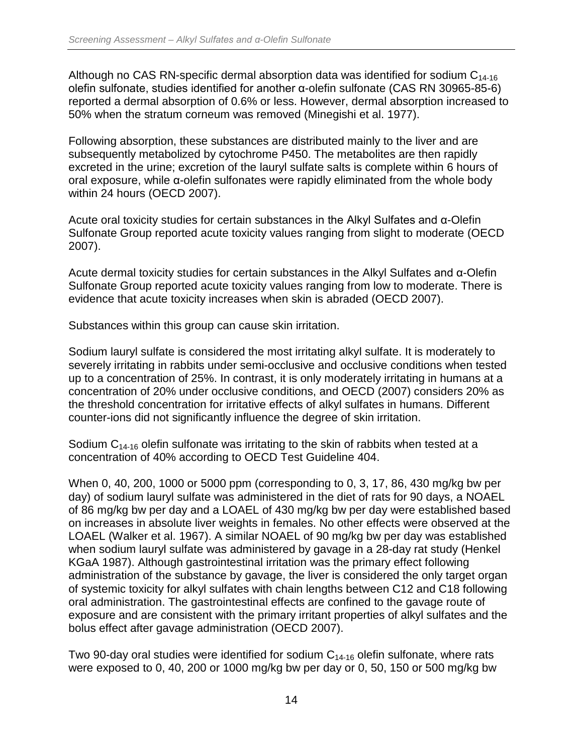Although no CAS RN-specific dermal absorption data was identified for sodium $C_{14\text{-}16}$ olefin sulfonate, studies identified for another α-olefin sulfonate (CAS RN 30965-85-6) reported a dermal absorption of 0.6% or less. However, dermal absorption increased to 50% when the stratum corneum was removed (Minegishi et al. 1977).

Following absorption, these substances are distributed mainly to the liver and are subsequently metabolized by cytochrome P450. The metabolites are then rapidly excreted in the urine; excretion of the lauryl sulfate salts is complete within 6 hours of oral exposure, while α-olefin sulfonates were rapidly eliminated from the whole body within 24 hours (OECD 2007).

Acute oral toxicity studies for certain substances in the Alkyl Sulfates and α-Olefin Sulfonate Group reported acute toxicity values ranging from slight to moderate (OECD 2007).

Acute dermal toxicity studies for certain substances in the Alkyl Sulfates and α-Olefin Sulfonate Group reported acute toxicity values ranging from low to moderate. There is evidence that acute toxicity increases when skin is abraded (OECD 2007).

Substances within this group can cause skin irritation.

Sodium lauryl sulfate is considered the most irritating alkyl sulfate. It is moderately to severely irritating in rabbits under semi-occlusive and occlusive conditions when tested up to a concentration of 25%. In contrast, it is only moderately irritating in humans at a concentration of 20% under occlusive conditions, and OECD (2007) considers 20% as the threshold concentration for irritative effects of alkyl sulfates in humans. Different counter-ions did not significantly influence the degree of skin irritation.

Sodium $C_{14\text{-}16}$ olefin sulfonate was irritating to the skin of rabbits when tested at a concentration of 40% according to OECD Test Guideline 404.

When 0, 40, 200, 1000 or 5000 ppm (corresponding to 0, 3, 17, 86, 430 mg/kg bw per day) of sodium lauryl sulfate was administered in the diet of rats for 90 days, a NOAEL of 86 mg/kg bw per day and a LOAEL of 430 mg/kg bw per day were established based on increases in absolute liver weights in females. No other effects were observed at the LOAEL (Walker et al. 1967). A similar NOAEL of 90 mg/kg bw per day was established when sodium lauryl sulfate was administered by gavage in a 28-day rat study (Henkel KGaA 1987). Although gastrointestinal irritation was the primary effect following administration of the substance by gavage, the liver is considered the only target organ of systemic toxicity for alkyl sulfates with chain lengths between C12 and C18 following oral administration. The gastrointestinal effects are confined to the gavage route of exposure and are consistent with the primary irritant properties of alkyl sulfates and the bolus effect after gavage administration (OECD 2007).

Two 90-day oral studies were identified for sodium $C_{14\text{-}16}$ olefin sulfonate, where rats were exposed to 0, 40, 200 or 1000 mg/kg bw per day or 0, 50, 150 or 500 mg/kg bw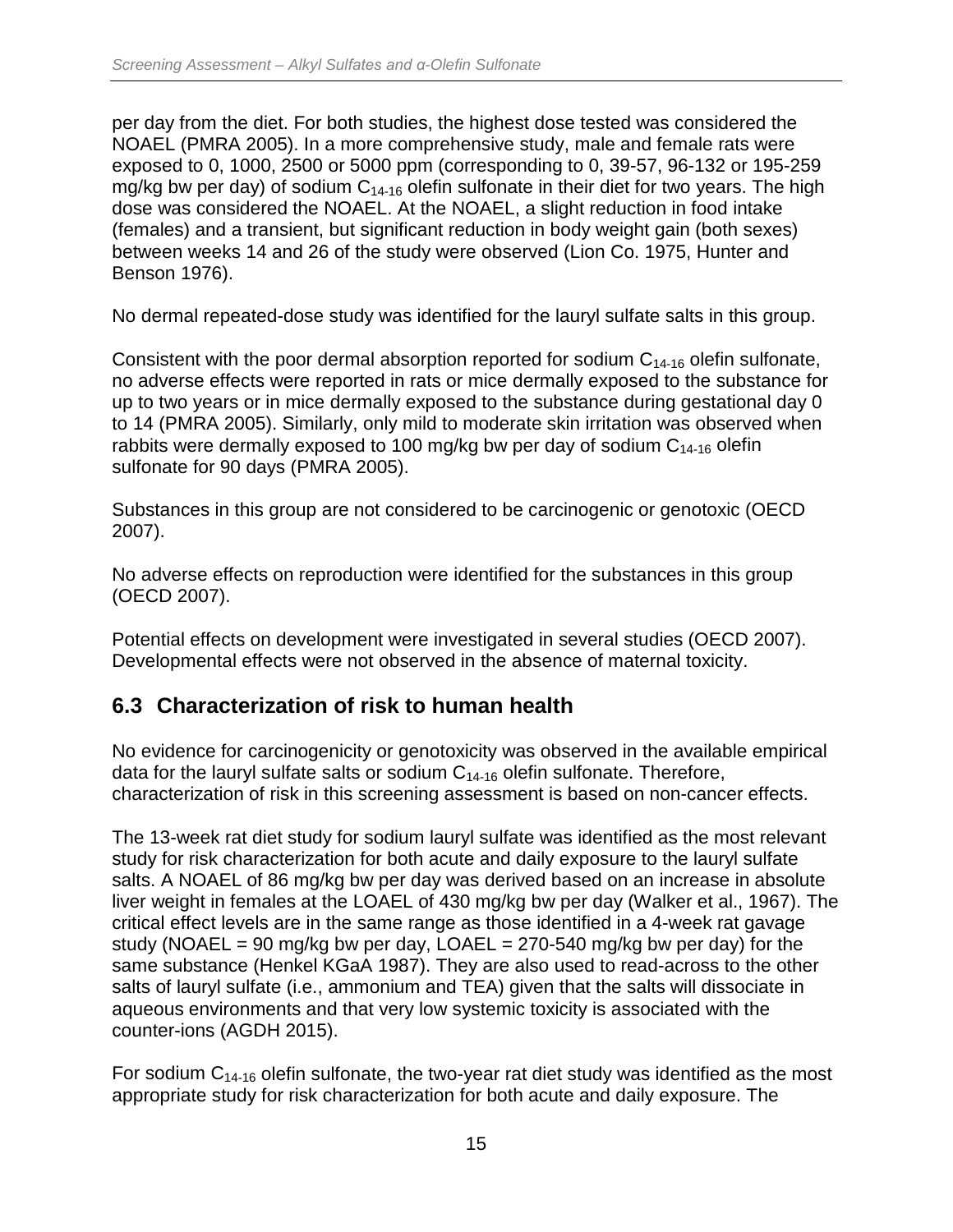per day from the diet. For both studies, the highest dose tested was considered the NOAEL (PMRA 2005). In a more comprehensive study, male and female rats were exposed to 0, 1000, 2500 or 5000 ppm (corresponding to 0, 39-57, 96-132 or 195-259 mg/kg bw per day) of sodium $C_{14-16}$ olefin sulfonate in their diet for two years. The high dose was considered the NOAEL. At the NOAEL, a slight reduction in food intake (females) and a transient, but significant reduction in body weight gain (both sexes) between weeks 14 and 26 of the study were observed (Lion Co. 1975, Hunter and Benson 1976).

No dermal repeated-dose study was identified for the lauryl sulfate salts in this group.

Consistent with the poor dermal absorption reported for sodium $C_{14-16}$ olefin sulfonate, no adverse effects were reported in rats or mice dermally exposed to the substance for up to two years or in mice dermally exposed to the substance during gestational day 0 to 14 (PMRA 2005). Similarly, only mild to moderate skin irritation was observed when rabbits were dermally exposed to 100 mg/kg bw per day of sodium $C_{14-16}$ olefin sulfonate for 90 days (PMRA 2005).

Substances in this group are not considered to be carcinogenic or genotoxic (OECD 2007).

No adverse effects on reproduction were identified for the substances in this group (OECD 2007).

Potential effects on development were investigated in several studies (OECD 2007). Developmental effects were not observed in the absence of maternal toxicity.

## 6.3 Characterization of risk to human health

No evidence for carcinogenicity or genotoxicity was observed in the available empirical data for the lauryl sulfate salts or sodium $C_{14-16}$ olefin sulfonate. Therefore, characterization of risk in this screening assessment is based on non-cancer effects.

The 13-week rat diet study for sodium lauryl sulfate was identified as the most relevant study for risk characterization for both acute and daily exposure to the lauryl sulfate salts. A NOAEL of 86 mg/kg bw per day was derived based on an increase in absolute liver weight in females at the LOAEL of 430 mg/kg bw per day (Walker et al., 1967). The critical effect levels are in the same range as those identified in a 4-week rat gavage study (NOAEL = 90 mg/kg bw per day, LOAEL = 270-540 mg/kg bw per day) for the same substance (Henkel KGaA 1987). They are also used to read-across to the other salts of lauryl sulfate (i.e., ammonium and TEA) given that the salts will dissociate in aqueous environments and that very low systemic toxicity is associated with the counter-ions (AGDH 2015).

For sodium $C_{14-16}$ olefin sulfonate, the two-year rat diet study was identified as the most appropriate study for risk characterization for both acute and daily exposure. The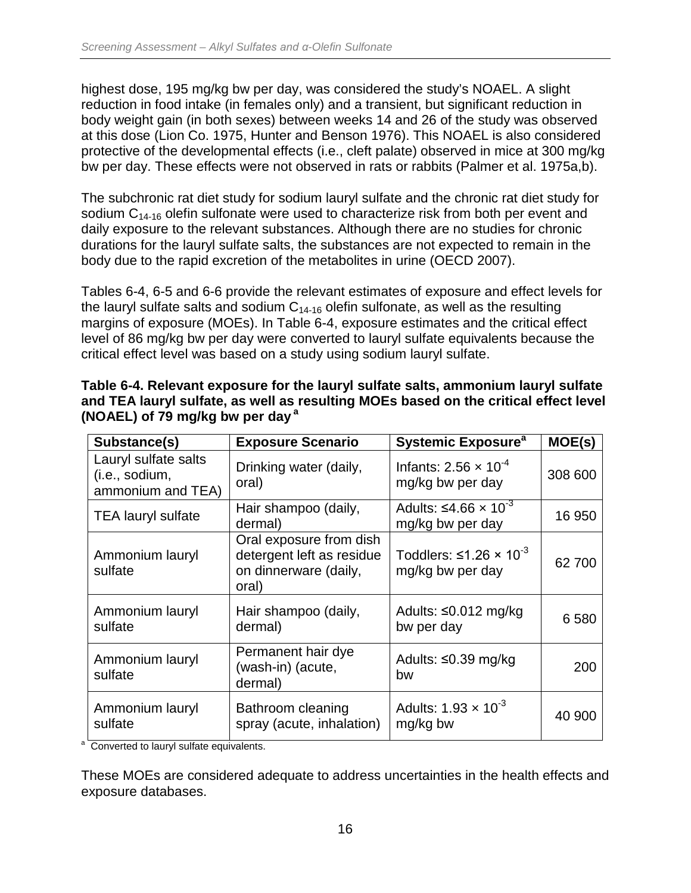highest dose, 195 mg/kg bw per day, was considered the study's NOAEL. A slight reduction in food intake (in females only) and a transient, but significant reduction in body weight gain (in both sexes) between weeks 14 and 26 of the study was observed at this dose (Lion Co. 1975, Hunter and Benson 1976). This NOAEL is also considered protective of the developmental effects (i.e., cleft palate) observed in mice at 300 mg/kg bw per day. These effects were not observed in rats or rabbits (Palmer et al. 1975a,b).

The subchronic rat diet study for sodium lauryl sulfate and the chronic rat diet study for sodium $C_{14\text{-}16}$ olefin sulfonate were used to characterize risk from both per event and daily exposure to the relevant substances. Although there are no studies for chronic durations for the lauryl sulfate salts, the substances are not expected to remain in the body due to the rapid excretion of the metabolites in urine (OECD 2007).

Tables 6-4, 6-5 and 6-6 provide the relevant estimates of exposure and effect levels for the lauryl sulfate salts and sodium $C_{14\text{-}16}$ olefin sulfonate, as well as the resulting margins of exposure (MOEs). In Table 6-4, exposure estimates and the critical effect level of 86 mg/kg bw per day were converted to lauryl sulfate equivalents because the critical effect level was based on a study using sodium lauryl sulfate.

**Table 6-4. Relevant exposure for the lauryl sulfate salts, ammonium lauryl sulfate and TEA lauryl sulfate, as well as resulting MOEs based on the critical effect level (NOAEL) of 79 mg/kg bw per day [a]**

| Substance(s) | Exposure Scenario | Systemic Exposure[a] | MOE(s) |
|---|---|---|---|
| Lauryl sulfate salts (i.e., sodium, ammonium and TEA) | Drinking water (daily, oral) | Infants: $2.56 \times 10^{-4}$ mg/kg bw per day | 308 600 |
| TEA lauryl sulfate | Hair shampoo (daily, dermal) | Adults: $\leq 4.66 \times 10^{-3}$ mg/kg bw per day | 16 950 |
| Ammonium lauryl sulfate | Oral exposure from dish detergent left as residue on dinnerware (daily, oral) | Toddlers: $\leq 1.26 \times 10^{-3}$ mg/kg bw per day | 62 700 |
| Ammonium lauryl sulfate | Hair shampoo (daily, dermal) | Adults: ≤0.012 mg/kg bw per day | 6 580 |
| Ammonium lauryl sulfate | Permanent hair dye (wash-in) (acute, dermal) | Adults: ≤0.39 mg/kg bw | 200 |
| Ammonium lauryl sulfate | Bathroom cleaning spray (acute, inhalation) | Adults: $1.93 \times 10^{-3}$ mg/kg bw | 40 900 |

[a] Converted to lauryl sulfate equivalents.

These MOEs are considered adequate to address uncertainties in the health effects and exposure databases.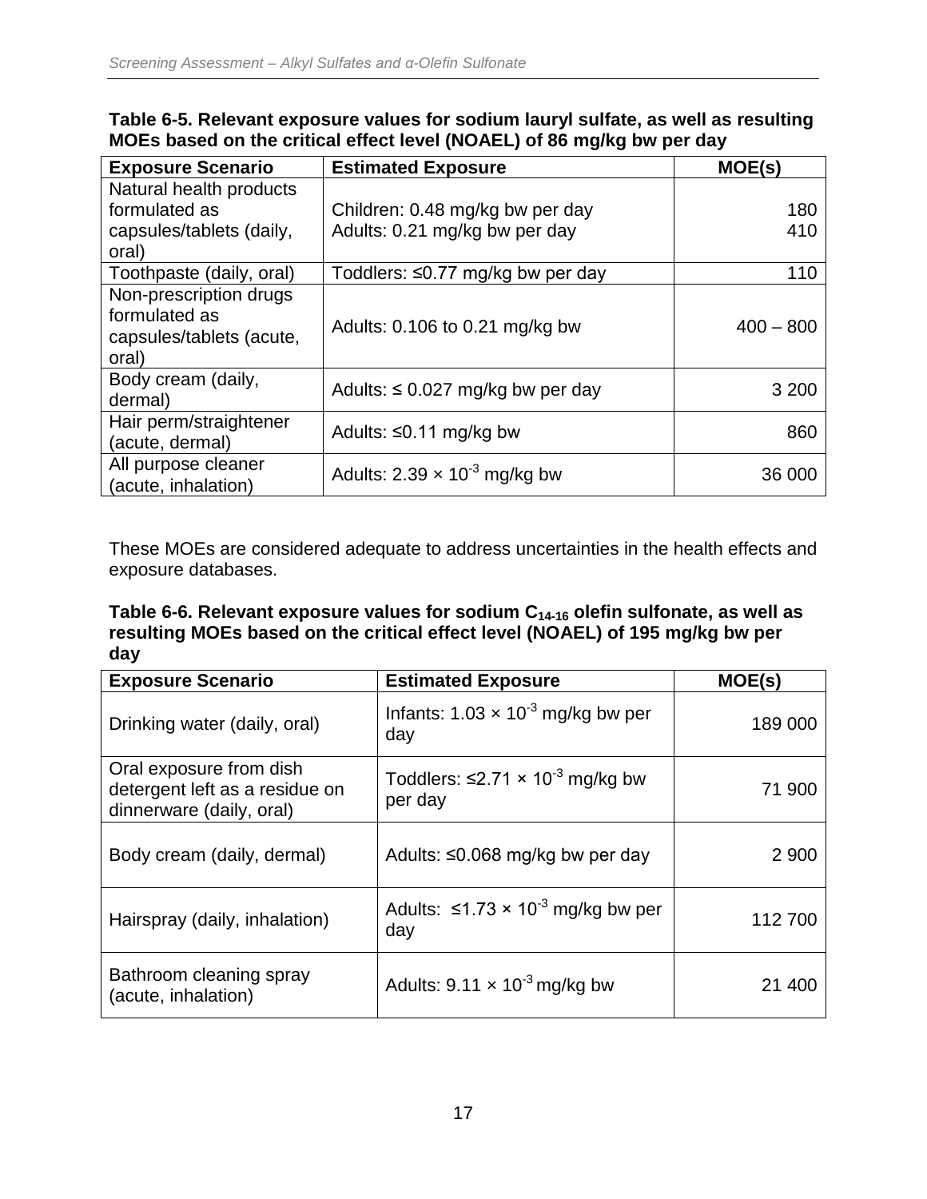**Table 6-5. Relevant exposure values for sodium lauryl sulfate, as well as resulting MOEs based on the critical effect level (NOAEL) of 86 mg/kg bw per day**

| Exposure Scenario | Estimated Exposure | MOE(s) |
|---|---|---|
| Natural health products formulated as capsules/tablets (daily, oral) | Children: 0.48 mg/kg bw per day<br>Adults: 0.21 mg/kg bw per day | 180<br>410 |
| Toothpaste (daily, oral) | Toddlers: ≤0.77 mg/kg bw per day | 110 |
| Non-prescription drugs formulated as capsules/tablets (acute, oral) | Adults: 0.106 to 0.21 mg/kg bw | 400 – 800 |
| Body cream (daily, dermal) | Adults: ≤ 0.027 mg/kg bw per day | 3 200 |
| Hair perm/straightener (acute, dermal) | Adults: ≤0.11 mg/kg bw | 860 |
| All purpose cleaner (acute, inhalation) | Adults: $2.39 \times 10^{-3}$ mg/kg bw | 36 000 |

These MOEs are considered adequate to address uncertainties in the health effects and exposure databases.

**Table 6-6. Relevant exposure values for sodium $C_{14\text{-}16}$ olefin sulfonate, as well as resulting MOEs based on the critical effect level (NOAEL) of 195 mg/kg bw per day**

| Exposure Scenario | Estimated Exposure | MOE(s) |
|---|---|---|
| Drinking water (daily, oral) | Infants: $1.03 \times 10^{-3}$ mg/kg bw per day | 189 000 |
| Oral exposure from dish detergent left as a residue on dinnerware (daily, oral) | Toddlers: ≤$2.71 \times 10^{-3}$ mg/kg bw per day | 71 900 |
| Body cream (daily, dermal) | Adults: ≤0.068 mg/kg bw per day | 2 900 |
| Hairspray (daily, inhalation) | Adults: ≤$1.73 \times 10^{-3}$ mg/kg bw per day | 112 700 |
| Bathroom cleaning spray (acute, inhalation) | Adults: $9.11 \times 10^{-3}$ mg/kg bw | 21 400 |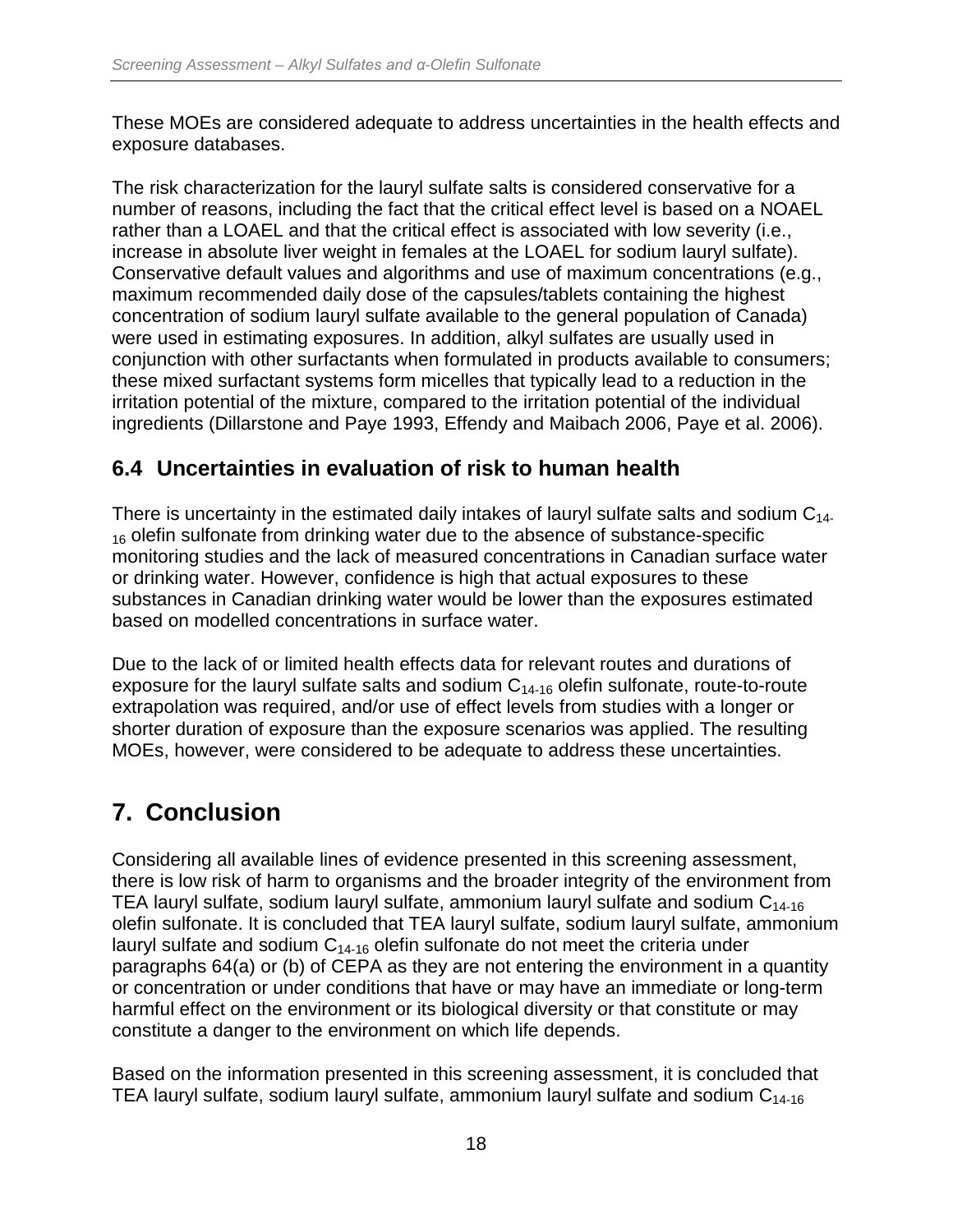These MOEs are considered adequate to address uncertainties in the health effects and exposure databases.

The risk characterization for the lauryl sulfate salts is considered conservative for a number of reasons, including the fact that the critical effect level is based on a NOAEL rather than a LOAEL and that the critical effect is associated with low severity (i.e., increase in absolute liver weight in females at the LOAEL for sodium lauryl sulfate). Conservative default values and algorithms and use of maximum concentrations (e.g., maximum recommended daily dose of the capsules/tablets containing the highest concentration of sodium lauryl sulfate available to the general population of Canada) were used in estimating exposures. In addition, alkyl sulfates are usually used in conjunction with other surfactants when formulated in products available to consumers; these mixed surfactant systems form micelles that typically lead to a reduction in the irritation potential of the mixture, compared to the irritation potential of the individual ingredients (Dillarstone and Paye 1993, Effendy and Maibach 2006, Paye et al. 2006).

## 6.4 Uncertainties in evaluation of risk to human health

There is uncertainty in the estimated daily intakes of lauryl sulfate salts and sodium $C_{14-16}$ olefin sulfonate from drinking water due to the absence of substance-specific monitoring studies and the lack of measured concentrations in Canadian surface water or drinking water. However, confidence is high that actual exposures to these substances in Canadian drinking water would be lower than the exposures estimated based on modelled concentrations in surface water.

Due to the lack of or limited health effects data for relevant routes and durations of exposure for the lauryl sulfate salts and sodium $C_{14-16}$ olefin sulfonate, route-to-route extrapolation was required, and/or use of effect levels from studies with a longer or shorter duration of exposure than the exposure scenarios was applied. The resulting MOEs, however, were considered to be adequate to address these uncertainties.

# 7. Conclusion

Considering all available lines of evidence presented in this screening assessment, there is low risk of harm to organisms and the broader integrity of the environment from TEA lauryl sulfate, sodium lauryl sulfate, ammonium lauryl sulfate and sodium $C_{14-16}$ olefin sulfonate. It is concluded that TEA lauryl sulfate, sodium lauryl sulfate, ammonium lauryl sulfate and sodium $C_{14-16}$ olefin sulfonate do not meet the criteria under paragraphs 64(a) or (b) of CEPA as they are not entering the environment in a quantity or concentration or under conditions that have or may have an immediate or long-term harmful effect on the environment or its biological diversity or that constitute or may constitute a danger to the environment on which life depends.

Based on the information presented in this screening assessment, it is concluded that TEA lauryl sulfate, sodium lauryl sulfate, ammonium lauryl sulfate and sodium $C_{14-16}$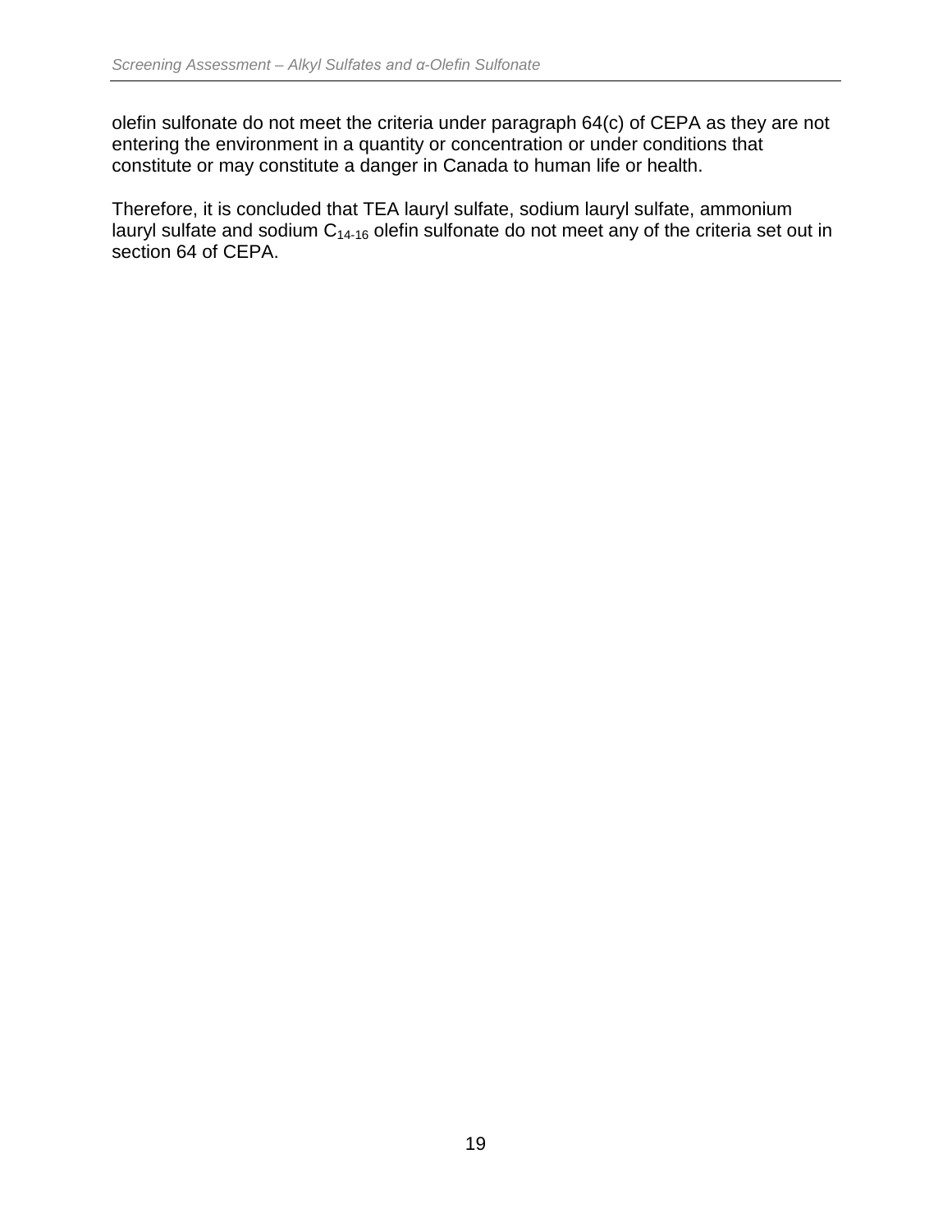olefin sulfonate do not meet the criteria under paragraph 64(c) of CEPA as they are not entering the environment in a quantity or concentration or under conditions that constitute or may constitute a danger in Canada to human life or health.

Therefore, it is concluded that TEA lauryl sulfate, sodium lauryl sulfate, ammonium lauryl sulfate and sodium $C_{14\text{-}16}$ olefin sulfonate do not meet any of the criteria set out in section 64 of CEPA.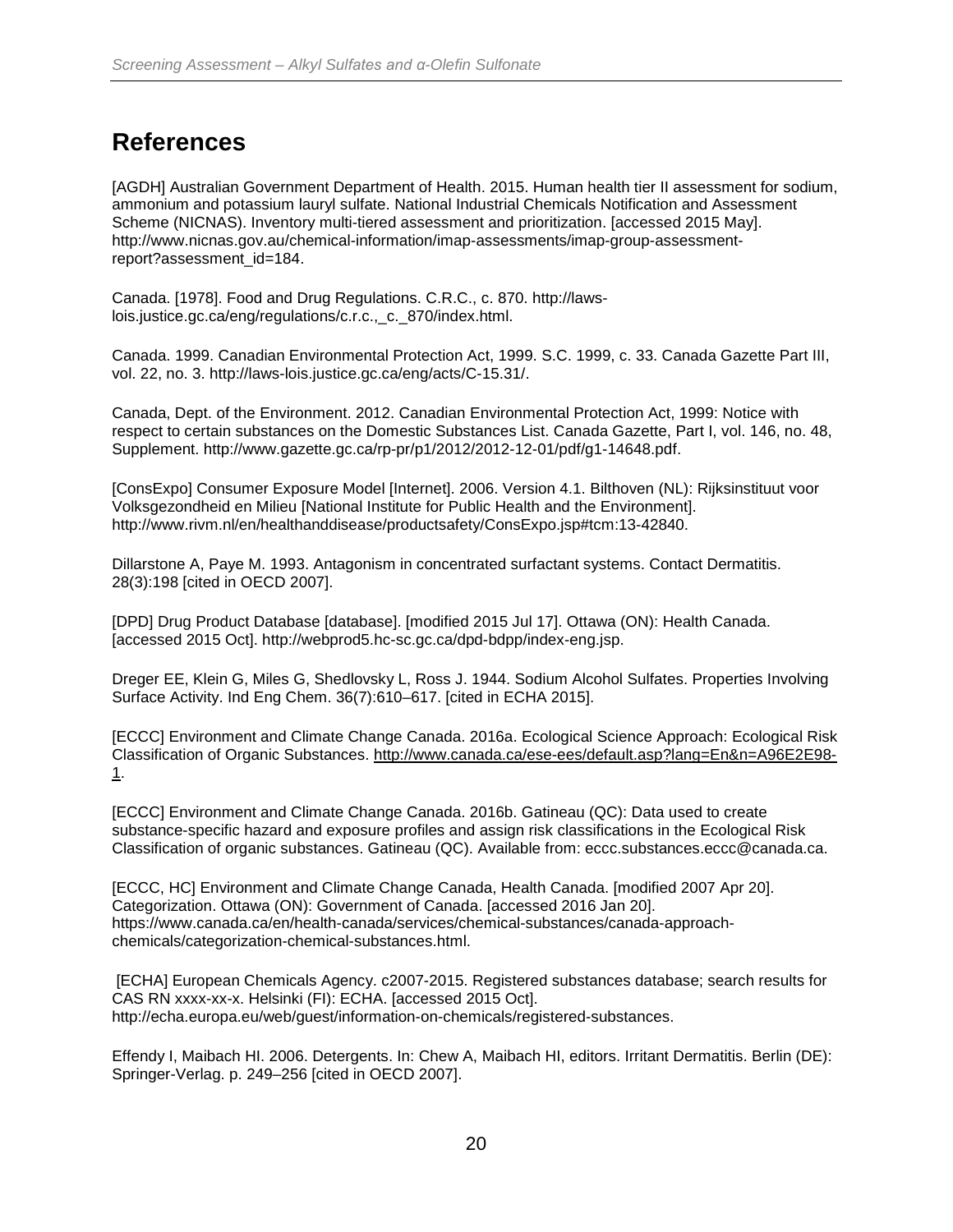# References

[AGDH] Australian Government Department of Health. 2015. Human health tier II assessment for sodium, ammonium and potassium lauryl sulfate. National Industrial Chemicals Notification and Assessment Scheme (NICNAS). Inventory multi-tiered assessment and prioritization. [accessed 2015 May]. http://www.nicnas.gov.au/chemical-information/imap-assessments/imap-group-assessment-report?assessment_id=184.

Canada. [1978]. Food and Drug Regulations. C.R.C., c. 870. http://laws-lois.justice.gc.ca/eng/regulations/c.r.c.,_c._870/index.html.

Canada. 1999. Canadian Environmental Protection Act, 1999. S.C. 1999, c. 33. Canada Gazette Part III, vol. 22, no. 3. http://laws-lois.justice.gc.ca/eng/acts/C-15.31/.

Canada, Dept. of the Environment. 2012. Canadian Environmental Protection Act, 1999: Notice with respect to certain substances on the Domestic Substances List. Canada Gazette, Part I, vol. 146, no. 48, Supplement. http://www.gazette.gc.ca/rp-pr/p1/2012/2012-12-01/pdf/g1-14648.pdf.

[ConsExpo] Consumer Exposure Model [Internet]. 2006. Version 4.1. Bilthoven (NL): Rijksinstituut voor Volksgezondheid en Milieu [National Institute for Public Health and the Environment]. http://www.rivm.nl/en/healthanddisease/productsafety/ConsExpo.jsp#tcm:13-42840.

Dillarstone A, Paye M. 1993. Antagonism in concentrated surfactant systems. Contact Dermatitis. 28(3):198 [cited in OECD 2007].

[DPD] Drug Product Database [database]. [modified 2015 Jul 17]. Ottawa (ON): Health Canada. [accessed 2015 Oct]. http://webprod5.hc-sc.gc.ca/dpd-bdpp/index-eng.jsp.

Dreger EE, Klein G, Miles G, Shedlovsky L, Ross J. 1944. Sodium Alcohol Sulfates. Properties Involving Surface Activity. Ind Eng Chem. 36(7):610–617. [cited in ECHA 2015].

[ECCC] Environment and Climate Change Canada. 2016a. Ecological Science Approach: Ecological Risk Classification of Organic Substances. http://www.canada.ca/ese-ees/default.asp?lang=En&n=A96E2E98-1.

[ECCC] Environment and Climate Change Canada. 2016b. Gatineau (QC): Data used to create substance-specific hazard and exposure profiles and assign risk classifications in the Ecological Risk Classification of organic substances. Gatineau (QC). Available from: eccc.substances.eccc@canada.ca.

[ECCC, HC] Environment and Climate Change Canada, Health Canada. [modified 2007 Apr 20]. Categorization. Ottawa (ON): Government of Canada. [accessed 2016 Jan 20]. https://www.canada.ca/en/health-canada/services/chemical-substances/canada-approach-chemicals/categorization-chemical-substances.html.

[ECHA] European Chemicals Agency. c2007-2015. Registered substances database; search results for CAS RN xxxx-xx-x. Helsinki (FI): ECHA. [accessed 2015 Oct]. http://echa.europa.eu/web/guest/information-on-chemicals/registered-substances.

Effendy I, Maibach HI. 2006. Detergents. In: Chew A, Maibach HI, editors. Irritant Dermatitis. Berlin (DE): Springer-Verlag. p. 249–256 [cited in OECD 2007].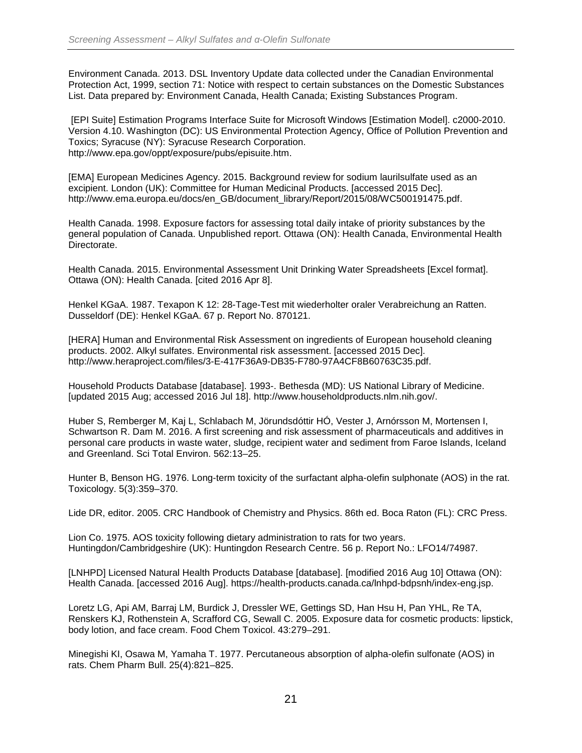Environment Canada. 2013. DSL Inventory Update data collected under the Canadian Environmental Protection Act, 1999, section 71: Notice with respect to certain substances on the Domestic Substances List. Data prepared by: Environment Canada, Health Canada; Existing Substances Program.

[EPI Suite] Estimation Programs Interface Suite for Microsoft Windows [Estimation Model]. c2000-2010. Version 4.10. Washington (DC): US Environmental Protection Agency, Office of Pollution Prevention and Toxics; Syracuse (NY): Syracuse Research Corporation. http://www.epa.gov/oppt/exposure/pubs/episuite.htm.

[EMA] European Medicines Agency. 2015. Background review for sodium laurilsulfate used as an excipient. London (UK): Committee for Human Medicinal Products. [accessed 2015 Dec]. http://www.ema.europa.eu/docs/en_GB/document_library/Report/2015/08/WC500191475.pdf.

Health Canada. 1998. Exposure factors for assessing total daily intake of priority substances by the general population of Canada. Unpublished report. Ottawa (ON): Health Canada, Environmental Health Directorate.

Health Canada. 2015. Environmental Assessment Unit Drinking Water Spreadsheets [Excel format]. Ottawa (ON): Health Canada. [cited 2016 Apr 8].

Henkel KGaA. 1987. Texapon K 12: 28-Tage-Test mit wiederholter oraler Verabreichung an Ratten. Dusseldorf (DE): Henkel KGaA. 67 p. Report No. 870121.

[HERA] Human and Environmental Risk Assessment on ingredients of European household cleaning products. 2002. Alkyl sulfates. Environmental risk assessment. [accessed 2015 Dec]. http://www.heraproject.com/files/3-E-417F36A9-DB35-F780-97A4CF8B60763C35.pdf.

Household Products Database [database]. 1993-. Bethesda (MD): US National Library of Medicine. [updated 2015 Aug; accessed 2016 Jul 18]. http://www.householdproducts.nlm.nih.gov/.

Huber S, Remberger M, Kaj L, Schlabach M, Jörundsdóttir HÓ, Vester J, Arnórsson M, Mortensen I, Schwartson R. Dam M. 2016. A first screening and risk assessment of pharmaceuticals and additives in personal care products in waste water, sludge, recipient water and sediment from Faroe Islands, Iceland and Greenland. Sci Total Environ. 562:13–25.

Hunter B, Benson HG. 1976. Long-term toxicity of the surfactant alpha-olefin sulphonate (AOS) in the rat. Toxicology. 5(3):359–370.

Lide DR, editor. 2005. CRC Handbook of Chemistry and Physics. 86th ed. Boca Raton (FL): CRC Press.

Lion Co. 1975. AOS toxicity following dietary administration to rats for two years. Huntingdon/Cambridgeshire (UK): Huntingdon Research Centre. 56 p. Report No.: LFO14/74987.

[LNHPD] Licensed Natural Health Products Database [database]. [modified 2016 Aug 10] Ottawa (ON): Health Canada. [accessed 2016 Aug]. https://health-products.canada.ca/lnhpd-bdpsnh/index-eng.jsp.

Loretz LG, Api AM, Barraj LM, Burdick J, Dressler WE, Gettings SD, Han Hsu H, Pan YHL, Re TA, Renskers KJ, Rothenstein A, Scrafford CG, Sewall C. 2005. Exposure data for cosmetic products: lipstick, body lotion, and face cream. Food Chem Toxicol. 43:279–291.

Minegishi KI, Osawa M, Yamaha T. 1977. Percutaneous absorption of alpha-olefin sulfonate (AOS) in rats. Chem Pharm Bull. 25(4):821–825.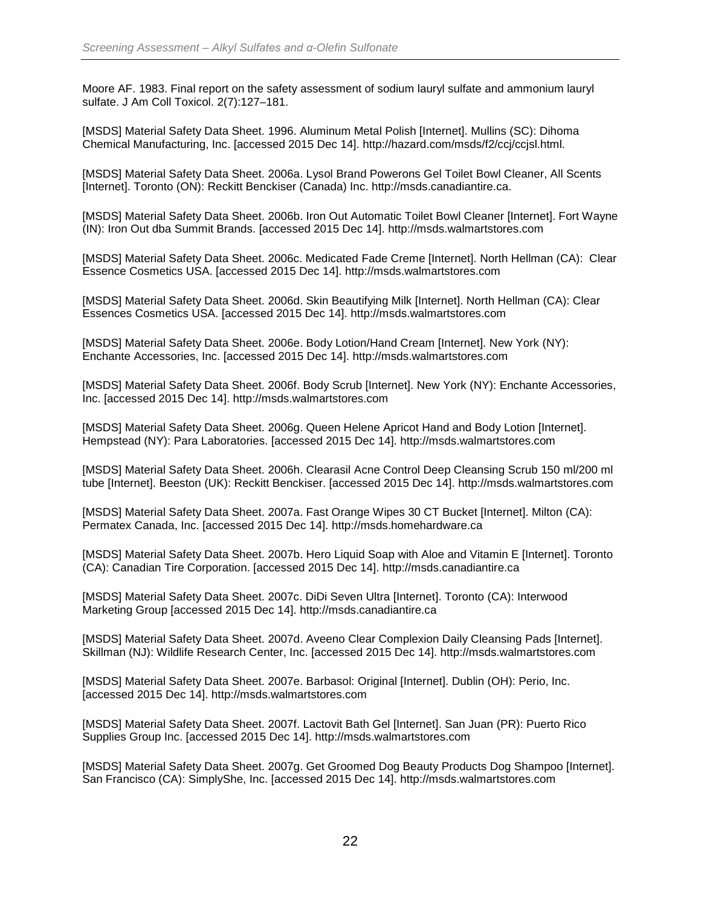Moore AF. 1983. Final report on the safety assessment of sodium lauryl sulfate and ammonium lauryl sulfate. J Am Coll Toxicol. 2(7):127–181.

[MSDS] Material Safety Data Sheet. 1996. Aluminum Metal Polish [Internet]. Mullins (SC): Dihoma Chemical Manufacturing, Inc. [accessed 2015 Dec 14]. http://hazard.com/msds/f2/ccj/ccjsl.html.

[MSDS] Material Safety Data Sheet. 2006a. Lysol Brand Powerons Gel Toilet Bowl Cleaner, All Scents [Internet]. Toronto (ON): Reckitt Benckiser (Canada) Inc. http://msds.canadiantire.ca.

[MSDS] Material Safety Data Sheet. 2006b. Iron Out Automatic Toilet Bowl Cleaner [Internet]. Fort Wayne (IN): Iron Out dba Summit Brands. [accessed 2015 Dec 14]. http://msds.walmartstores.com

[MSDS] Material Safety Data Sheet. 2006c. Medicated Fade Creme [Internet]. North Hellman (CA): Clear Essence Cosmetics USA. [accessed 2015 Dec 14]. http://msds.walmartstores.com

[MSDS] Material Safety Data Sheet. 2006d. Skin Beautifying Milk [Internet]. North Hellman (CA): Clear Essences Cosmetics USA. [accessed 2015 Dec 14]. http://msds.walmartstores.com

[MSDS] Material Safety Data Sheet. 2006e. Body Lotion/Hand Cream [Internet]. New York (NY): Enchante Accessories, Inc. [accessed 2015 Dec 14]. http://msds.walmartstores.com

[MSDS] Material Safety Data Sheet. 2006f. Body Scrub [Internet]. New York (NY): Enchante Accessories, Inc. [accessed 2015 Dec 14]. http://msds.walmartstores.com

[MSDS] Material Safety Data Sheet. 2006g. Queen Helene Apricot Hand and Body Lotion [Internet]. Hempstead (NY): Para Laboratories. [accessed 2015 Dec 14]. http://msds.walmartstores.com

[MSDS] Material Safety Data Sheet. 2006h. Clearasil Acne Control Deep Cleansing Scrub 150 ml/200 ml tube [Internet]. Beeston (UK): Reckitt Benckiser. [accessed 2015 Dec 14]. http://msds.walmartstores.com

[MSDS] Material Safety Data Sheet. 2007a. Fast Orange Wipes 30 CT Bucket [Internet]. Milton (CA): Permatex Canada, Inc. [accessed 2015 Dec 14]. http://msds.homehardware.ca

[MSDS] Material Safety Data Sheet. 2007b. Hero Liquid Soap with Aloe and Vitamin E [Internet]. Toronto (CA): Canadian Tire Corporation. [accessed 2015 Dec 14]. http://msds.canadiantire.ca

[MSDS] Material Safety Data Sheet. 2007c. DiDi Seven Ultra [Internet]. Toronto (CA): Interwood Marketing Group [accessed 2015 Dec 14]. http://msds.canadiantire.ca

[MSDS] Material Safety Data Sheet. 2007d. Aveeno Clear Complexion Daily Cleansing Pads [Internet]. Skillman (NJ): Wildlife Research Center, Inc. [accessed 2015 Dec 14]. http://msds.walmartstores.com

[MSDS] Material Safety Data Sheet. 2007e. Barbasol: Original [Internet]. Dublin (OH): Perio, Inc. [accessed 2015 Dec 14]. http://msds.walmartstores.com

[MSDS] Material Safety Data Sheet. 2007f. Lactovit Bath Gel [Internet]. San Juan (PR): Puerto Rico Supplies Group Inc. [accessed 2015 Dec 14]. http://msds.walmartstores.com

[MSDS] Material Safety Data Sheet. 2007g. Get Groomed Dog Beauty Products Dog Shampoo [Internet]. San Francisco (CA): SimplyShe, Inc. [accessed 2015 Dec 14]. http://msds.walmartstores.com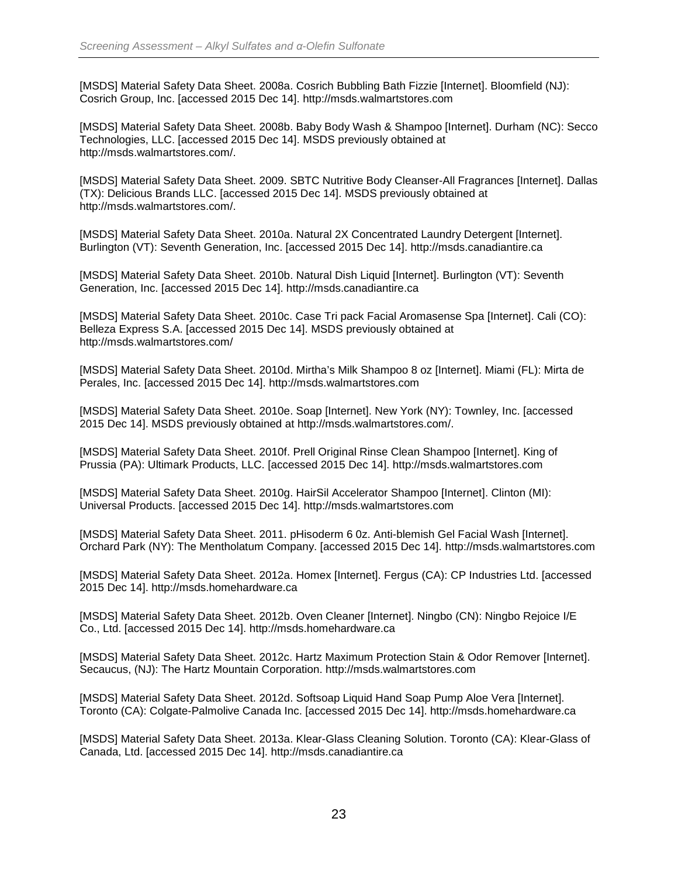[MSDS] Material Safety Data Sheet. 2008a. Cosrich Bubbling Bath Fizzie [Internet]. Bloomfield (NJ): Cosrich Group, Inc. [accessed 2015 Dec 14]. http://msds.walmartstores.com

[MSDS] Material Safety Data Sheet. 2008b. Baby Body Wash & Shampoo [Internet]. Durham (NC): Secco Technologies, LLC. [accessed 2015 Dec 14]. MSDS previously obtained at http://msds.walmartstores.com/.

[MSDS] Material Safety Data Sheet. 2009. SBTC Nutritive Body Cleanser-All Fragrances [Internet]. Dallas (TX): Delicious Brands LLC. [accessed 2015 Dec 14]. MSDS previously obtained at http://msds.walmartstores.com/.

[MSDS] Material Safety Data Sheet. 2010a. Natural 2X Concentrated Laundry Detergent [Internet]. Burlington (VT): Seventh Generation, Inc. [accessed 2015 Dec 14]. http://msds.canadiantire.ca

[MSDS] Material Safety Data Sheet. 2010b. Natural Dish Liquid [Internet]. Burlington (VT): Seventh Generation, Inc. [accessed 2015 Dec 14]. http://msds.canadiantire.ca

[MSDS] Material Safety Data Sheet. 2010c. Case Tri pack Facial Aromasense Spa [Internet]. Cali (CO): Belleza Express S.A. [accessed 2015 Dec 14]. MSDS previously obtained at http://msds.walmartstores.com/

[MSDS] Material Safety Data Sheet. 2010d. Mirtha's Milk Shampoo 8 oz [Internet]. Miami (FL): Mirta de Perales, Inc. [accessed 2015 Dec 14]. http://msds.walmartstores.com

[MSDS] Material Safety Data Sheet. 2010e. Soap [Internet]. New York (NY): Townley, Inc. [accessed 2015 Dec 14]. MSDS previously obtained at http://msds.walmartstores.com/.

[MSDS] Material Safety Data Sheet. 2010f. Prell Original Rinse Clean Shampoo [Internet]. King of Prussia (PA): Ultimark Products, LLC. [accessed 2015 Dec 14]. http://msds.walmartstores.com

[MSDS] Material Safety Data Sheet. 2010g. HairSil Accelerator Shampoo [Internet]. Clinton (MI): Universal Products. [accessed 2015 Dec 14]. http://msds.walmartstores.com

[MSDS] Material Safety Data Sheet. 2011. pHisoderm 6 0z. Anti-blemish Gel Facial Wash [Internet]. Orchard Park (NY): The Mentholatum Company. [accessed 2015 Dec 14]. http://msds.walmartstores.com

[MSDS] Material Safety Data Sheet. 2012a. Homex [Internet]. Fergus (CA): CP Industries Ltd. [accessed 2015 Dec 14]. http://msds.homehardware.ca

[MSDS] Material Safety Data Sheet. 2012b. Oven Cleaner [Internet]. Ningbo (CN): Ningbo Rejoice I/E Co., Ltd. [accessed 2015 Dec 14]. http://msds.homehardware.ca

[MSDS] Material Safety Data Sheet. 2012c. Hartz Maximum Protection Stain & Odor Remover [Internet]. Secaucus, (NJ): The Hartz Mountain Corporation. http://msds.walmartstores.com

[MSDS] Material Safety Data Sheet. 2012d. Softsoap Liquid Hand Soap Pump Aloe Vera [Internet]. Toronto (CA): Colgate-Palmolive Canada Inc. [accessed 2015 Dec 14]. http://msds.homehardware.ca

[MSDS] Material Safety Data Sheet. 2013a. Klear-Glass Cleaning Solution. Toronto (CA): Klear-Glass of Canada, Ltd. [accessed 2015 Dec 14]. http://msds.canadiantire.ca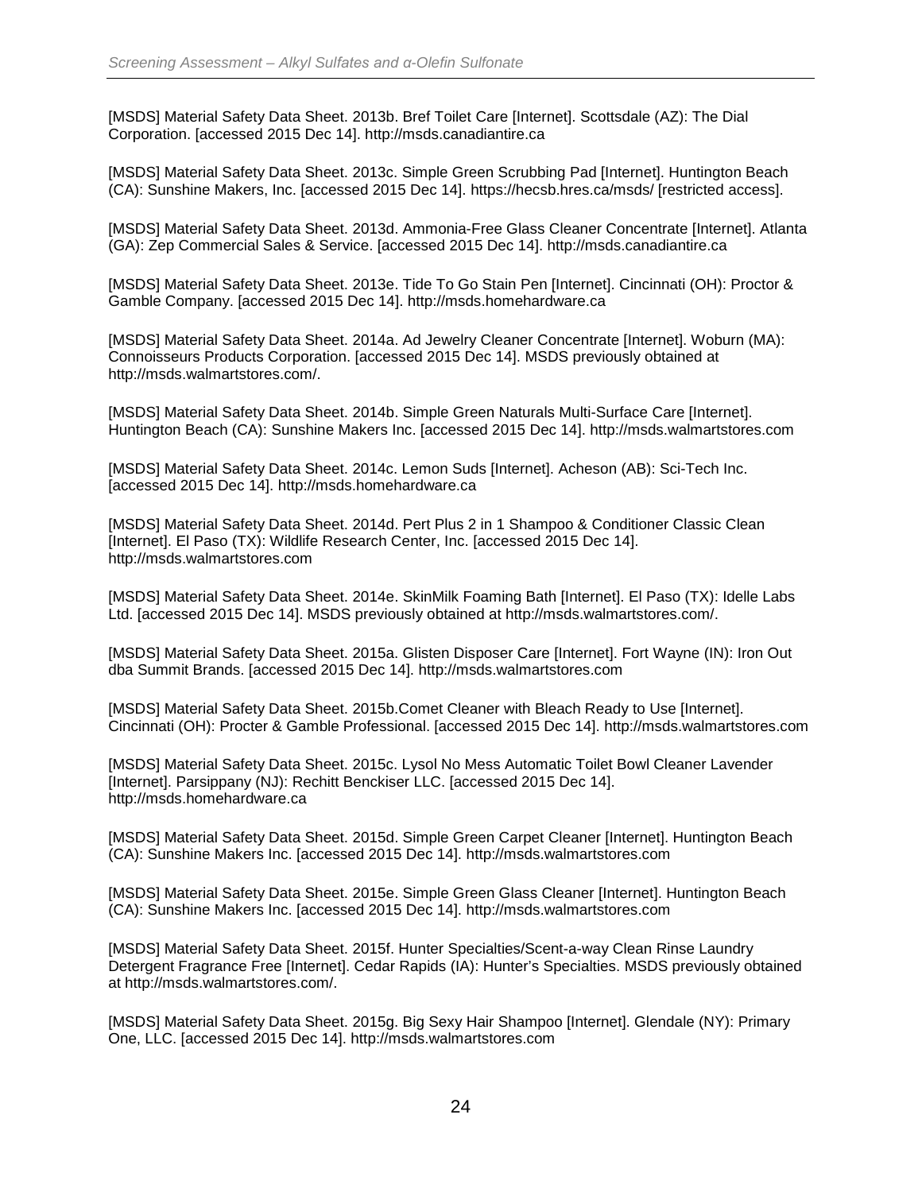[MSDS] Material Safety Data Sheet. 2013b. Bref Toilet Care [Internet]. Scottsdale (AZ): The Dial Corporation. [accessed 2015 Dec 14]. http://msds.canadiantire.ca

[MSDS] Material Safety Data Sheet. 2013c. Simple Green Scrubbing Pad [Internet]. Huntington Beach (CA): Sunshine Makers, Inc. [accessed 2015 Dec 14]. https://hecsb.hres.ca/msds/ [restricted access].

[MSDS] Material Safety Data Sheet. 2013d. Ammonia-Free Glass Cleaner Concentrate [Internet]. Atlanta (GA): Zep Commercial Sales & Service. [accessed 2015 Dec 14]. http://msds.canadiantire.ca

[MSDS] Material Safety Data Sheet. 2013e. Tide To Go Stain Pen [Internet]. Cincinnati (OH): Proctor & Gamble Company. [accessed 2015 Dec 14]. http://msds.homehardware.ca

[MSDS] Material Safety Data Sheet. 2014a. Ad Jewelry Cleaner Concentrate [Internet]. Woburn (MA): Connoisseurs Products Corporation. [accessed 2015 Dec 14]. MSDS previously obtained at http://msds.walmartstores.com/.

[MSDS] Material Safety Data Sheet. 2014b. Simple Green Naturals Multi-Surface Care [Internet]. Huntington Beach (CA): Sunshine Makers Inc. [accessed 2015 Dec 14]. http://msds.walmartstores.com

[MSDS] Material Safety Data Sheet. 2014c. Lemon Suds [Internet]. Acheson (AB): Sci-Tech Inc. [accessed 2015 Dec 14]. http://msds.homehardware.ca

[MSDS] Material Safety Data Sheet. 2014d. Pert Plus 2 in 1 Shampoo & Conditioner Classic Clean [Internet]. El Paso (TX): Wildlife Research Center, Inc. [accessed 2015 Dec 14]. http://msds.walmartstores.com

[MSDS] Material Safety Data Sheet. 2014e. SkinMilk Foaming Bath [Internet]. El Paso (TX): Idelle Labs Ltd. [accessed 2015 Dec 14]. MSDS previously obtained at http://msds.walmartstores.com/.

[MSDS] Material Safety Data Sheet. 2015a. Glisten Disposer Care [Internet]. Fort Wayne (IN): Iron Out dba Summit Brands. [accessed 2015 Dec 14]. http://msds.walmartstores.com

[MSDS] Material Safety Data Sheet. 2015b.Comet Cleaner with Bleach Ready to Use [Internet]. Cincinnati (OH): Procter & Gamble Professional. [accessed 2015 Dec 14]. http://msds.walmartstores.com

[MSDS] Material Safety Data Sheet. 2015c. Lysol No Mess Automatic Toilet Bowl Cleaner Lavender [Internet]. Parsippany (NJ): Rechitt Benckiser LLC. [accessed 2015 Dec 14]. http://msds.homehardware.ca

[MSDS] Material Safety Data Sheet. 2015d. Simple Green Carpet Cleaner [Internet]. Huntington Beach (CA): Sunshine Makers Inc. [accessed 2015 Dec 14]. http://msds.walmartstores.com

[MSDS] Material Safety Data Sheet. 2015e. Simple Green Glass Cleaner [Internet]. Huntington Beach (CA): Sunshine Makers Inc. [accessed 2015 Dec 14]. http://msds.walmartstores.com

[MSDS] Material Safety Data Sheet. 2015f. Hunter Specialties/Scent-a-way Clean Rinse Laundry Detergent Fragrance Free [Internet]. Cedar Rapids (IA): Hunter's Specialties. MSDS previously obtained at http://msds.walmartstores.com/.

[MSDS] Material Safety Data Sheet. 2015g. Big Sexy Hair Shampoo [Internet]. Glendale (NY): Primary One, LLC. [accessed 2015 Dec 14]. http://msds.walmartstores.com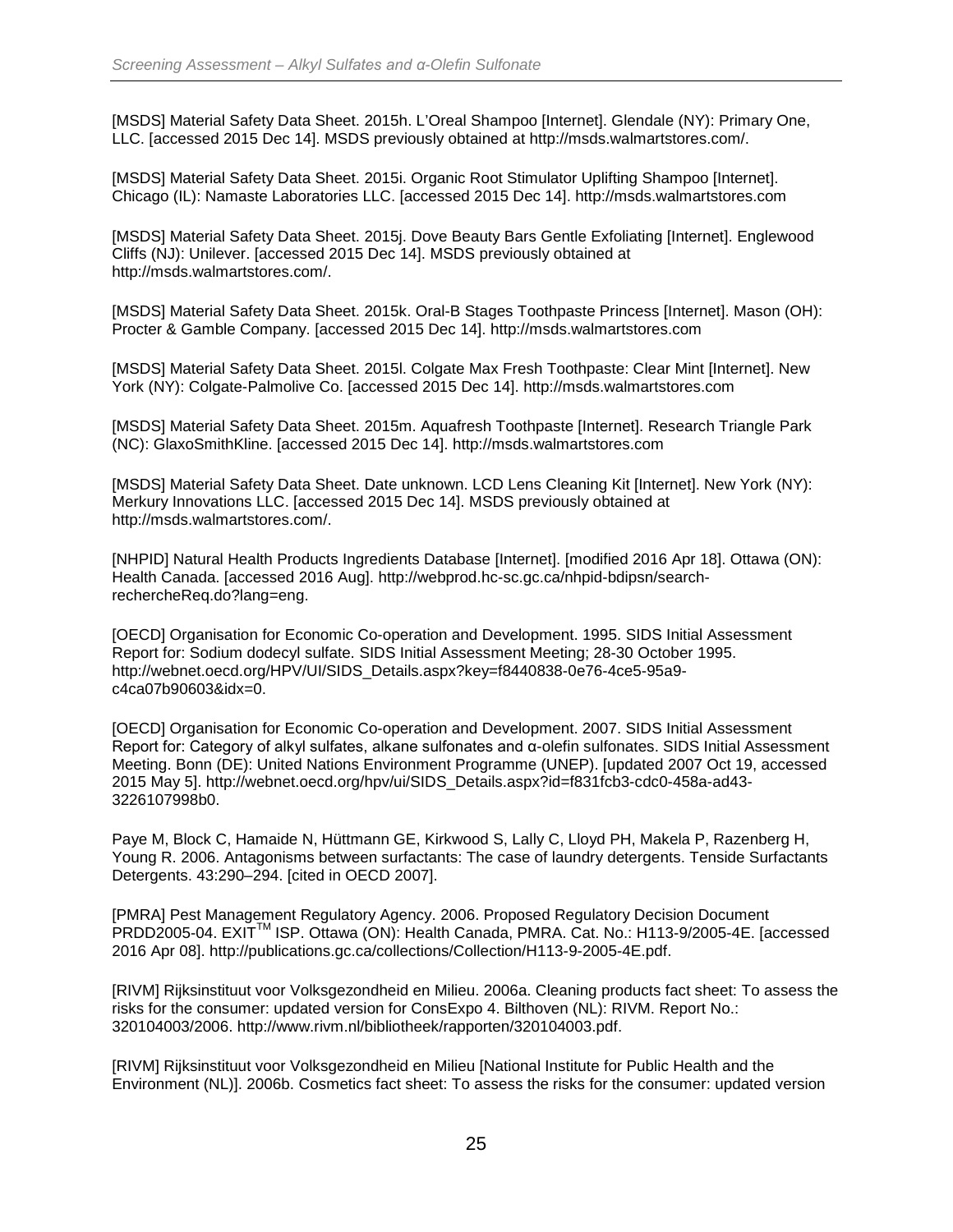[MSDS] Material Safety Data Sheet. 2015h. L'Oreal Shampoo [Internet]. Glendale (NY): Primary One, LLC. [accessed 2015 Dec 14]. MSDS previously obtained at http://msds.walmartstores.com/.

[MSDS] Material Safety Data Sheet. 2015i. Organic Root Stimulator Uplifting Shampoo [Internet]. Chicago (IL): Namaste Laboratories LLC. [accessed 2015 Dec 14]. http://msds.walmartstores.com

[MSDS] Material Safety Data Sheet. 2015j. Dove Beauty Bars Gentle Exfoliating [Internet]. Englewood Cliffs (NJ): Unilever. [accessed 2015 Dec 14]. MSDS previously obtained at http://msds.walmartstores.com/.

[MSDS] Material Safety Data Sheet. 2015k. Oral-B Stages Toothpaste Princess [Internet]. Mason (OH): Procter & Gamble Company. [accessed 2015 Dec 14]. http://msds.walmartstores.com

[MSDS] Material Safety Data Sheet. 2015l. Colgate Max Fresh Toothpaste: Clear Mint [Internet]. New York (NY): Colgate-Palmolive Co. [accessed 2015 Dec 14]. http://msds.walmartstores.com

[MSDS] Material Safety Data Sheet. 2015m. Aquafresh Toothpaste [Internet]. Research Triangle Park (NC): GlaxoSmithKline. [accessed 2015 Dec 14]. http://msds.walmartstores.com

[MSDS] Material Safety Data Sheet. Date unknown. LCD Lens Cleaning Kit [Internet]. New York (NY): Merkury Innovations LLC. [accessed 2015 Dec 14]. MSDS previously obtained at http://msds.walmartstores.com/.

[NHPID] Natural Health Products Ingredients Database [Internet]. [modified 2016 Apr 18]. Ottawa (ON): Health Canada. [accessed 2016 Aug]. http://webprod.hc-sc.gc.ca/nhpid-bdipsn/search-rechercheReq.do?lang=eng.

[OECD] Organisation for Economic Co-operation and Development. 1995. SIDS Initial Assessment Report for: Sodium dodecyl sulfate. SIDS Initial Assessment Meeting; 28-30 October 1995. http://webnet.oecd.org/HPV/UI/SIDS_Details.aspx?key=f8440838-0e76-4ce5-95a9-c4ca07b90603&idx=0.

[OECD] Organisation for Economic Co-operation and Development. 2007. SIDS Initial Assessment Report for: Category of alkyl sulfates, alkane sulfonates and α-olefin sulfonates. SIDS Initial Assessment Meeting. Bonn (DE): United Nations Environment Programme (UNEP). [updated 2007 Oct 19, accessed 2015 May 5]. http://webnet.oecd.org/hpv/ui/SIDS_Details.aspx?id=f831fcb3-cdc0-458a-ad43-3226107998b0.

Paye M, Block C, Hamaide N, Hüttmann GE, Kirkwood S, Lally C, Lloyd PH, Makela P, Razenberg H, Young R. 2006. Antagonisms between surfactants: The case of laundry detergents. Tenside Surfactants Detergents. 43:290–294. [cited in OECD 2007].

[PMRA] Pest Management Regulatory Agency. 2006. Proposed Regulatory Decision Document PRDD2005-04. EXIT™ ISP. Ottawa (ON): Health Canada, PMRA. Cat. No.: H113-9/2005-4E. [accessed 2016 Apr 08]. http://publications.gc.ca/collections/Collection/H113-9-2005-4E.pdf.

[RIVM] Rijksinstituut voor Volksgezondheid en Milieu. 2006a. Cleaning products fact sheet: To assess the risks for the consumer: updated version for ConsExpo 4. Bilthoven (NL): RIVM. Report No.: 320104003/2006. http://www.rivm.nl/bibliotheek/rapporten/320104003.pdf.

[RIVM] Rijksinstituut voor Volksgezondheid en Milieu [National Institute for Public Health and the Environment (NL)]. 2006b. Cosmetics fact sheet: To assess the risks for the consumer: updated version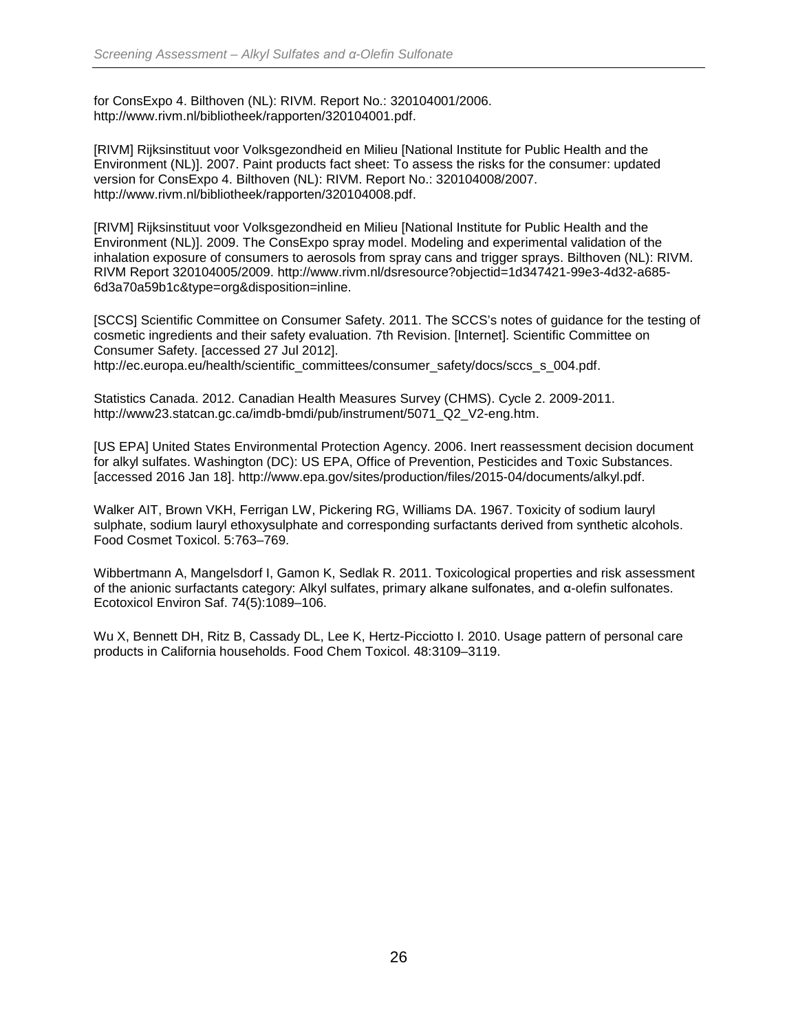for ConsExpo 4. Bilthoven (NL): RIVM. Report No.: 320104001/2006. http://www.rivm.nl/bibliotheek/rapporten/320104001.pdf.

[RIVM] Rijksinstituut voor Volksgezondheid en Milieu [National Institute for Public Health and the Environment (NL)]. 2007. Paint products fact sheet: To assess the risks for the consumer: updated version for ConsExpo 4. Bilthoven (NL): RIVM. Report No.: 320104008/2007. http://www.rivm.nl/bibliotheek/rapporten/320104008.pdf.

[RIVM] Rijksinstituut voor Volksgezondheid en Milieu [National Institute for Public Health and the Environment (NL)]. 2009. The ConsExpo spray model. Modeling and experimental validation of the inhalation exposure of consumers to aerosols from spray cans and trigger sprays. Bilthoven (NL): RIVM. RIVM Report 320104005/2009. http://www.rivm.nl/dsresource?objectid=1d347421-99e3-4d32-a685-6d3a70a59b1c&type=org&disposition=inline.

[SCCS] Scientific Committee on Consumer Safety. 2011. The SCCS's notes of guidance for the testing of cosmetic ingredients and their safety evaluation. 7th Revision. [Internet]. Scientific Committee on Consumer Safety. [accessed 27 Jul 2012]. http://ec.europa.eu/health/scientific_committees/consumer_safety/docs/sccs_s_004.pdf.

Statistics Canada. 2012. Canadian Health Measures Survey (CHMS). Cycle 2. 2009-2011. http://www23.statcan.gc.ca/imdb-bmdi/pub/instrument/5071_Q2_V2-eng.htm.

[US EPA] United States Environmental Protection Agency. 2006. Inert reassessment decision document for alkyl sulfates. Washington (DC): US EPA, Office of Prevention, Pesticides and Toxic Substances. [accessed 2016 Jan 18]. http://www.epa.gov/sites/production/files/2015-04/documents/alkyl.pdf.

Walker AIT, Brown VKH, Ferrigan LW, Pickering RG, Williams DA. 1967. Toxicity of sodium lauryl sulphate, sodium lauryl ethoxysulphate and corresponding surfactants derived from synthetic alcohols. Food Cosmet Toxicol. 5:763–769.

Wibbertmann A, Mangelsdorf I, Gamon K, Sedlak R. 2011. Toxicological properties and risk assessment of the anionic surfactants category: Alkyl sulfates, primary alkane sulfonates, and α-olefin sulfonates. Ecotoxicol Environ Saf. 74(5):1089–106.

Wu X, Bennett DH, Ritz B, Cassady DL, Lee K, Hertz-Picciotto I. 2010. Usage pattern of personal care products in California households. Food Chem Toxicol. 48:3109–3119.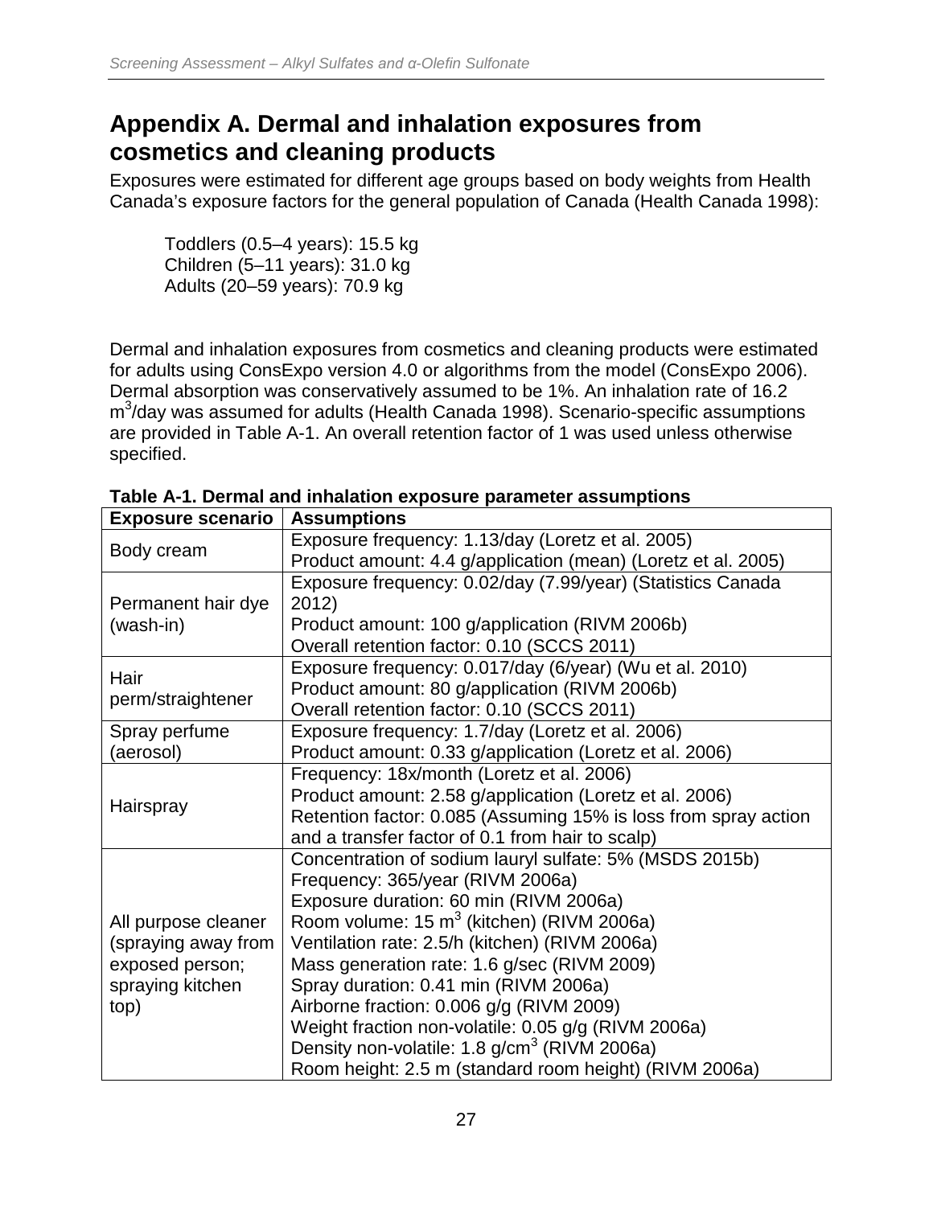# Appendix A. Dermal and inhalation exposures from cosmetics and cleaning products

Exposures were estimated for different age groups based on body weights from Health Canada's exposure factors for the general population of Canada (Health Canada 1998):

Toddlers (0.5–4 years): 15.5 kg
Children (5–11 years): 31.0 kg
Adults (20–59 years): 70.9 kg

Dermal and inhalation exposures from cosmetics and cleaning products were estimated for adults using ConsExpo version 4.0 or algorithms from the model (ConsExpo 2006). Dermal absorption was conservatively assumed to be 1%. An inhalation rate of 16.2 $m^3$/day was assumed for adults (Health Canada 1998). Scenario-specific assumptions are provided in Table A-1. An overall retention factor of 1 was used unless otherwise specified.

**Table A-1. Dermal and inhalation exposure parameter assumptions**

| Exposure scenario | Assumptions |
|---|---|
| Body cream | Exposure frequency: 1.13/day (Loretz et al. 2005)<br>Product amount: 4.4 g/application (mean) (Loretz et al. 2005) |
| Permanent hair dye (wash-in) | Exposure frequency: 0.02/day (7.99/year) (Statistics Canada 2012)<br>Product amount: 100 g/application (RIVM 2006b)<br>Overall retention factor: 0.10 (SCCS 2011) |
| Hair perm/straightener | Exposure frequency: 0.017/day (6/year) (Wu et al. 2010)<br>Product amount: 80 g/application (RIVM 2006b)<br>Overall retention factor: 0.10 (SCCS 2011) |
| Spray perfume (aerosol) | Exposure frequency: 1.7/day (Loretz et al. 2006)<br>Product amount: 0.33 g/application (Loretz et al. 2006) |
| Hairspray | Frequency: 18x/month (Loretz et al. 2006)<br>Product amount: 2.58 g/application (Loretz et al. 2006)<br>Retention factor: 0.085 (Assuming 15% is loss from spray action and a transfer factor of 0.1 from hair to scalp) |
| All purpose cleaner (spraying away from exposed person; spraying kitchen top) | Concentration of sodium lauryl sulfate: 5% (MSDS 2015b)<br>Frequency: 365/year (RIVM 2006a)<br>Exposure duration: 60 min (RIVM 2006a)<br>Room volume: 15 $m^3$ (kitchen) (RIVM 2006a)<br>Ventilation rate: 2.5/h (kitchen) (RIVM 2006a)<br>Mass generation rate: 1.6 g/sec (RIVM 2009)<br>Spray duration: 0.41 min (RIVM 2006a)<br>Airborne fraction: 0.006 g/g (RIVM 2009)<br>Weight fraction non-volatile: 0.05 g/g (RIVM 2006a)<br>Density non-volatile: 1.8 g/$cm^3$ (RIVM 2006a)<br>Room height: 2.5 m (standard room height) (RIVM 2006a) |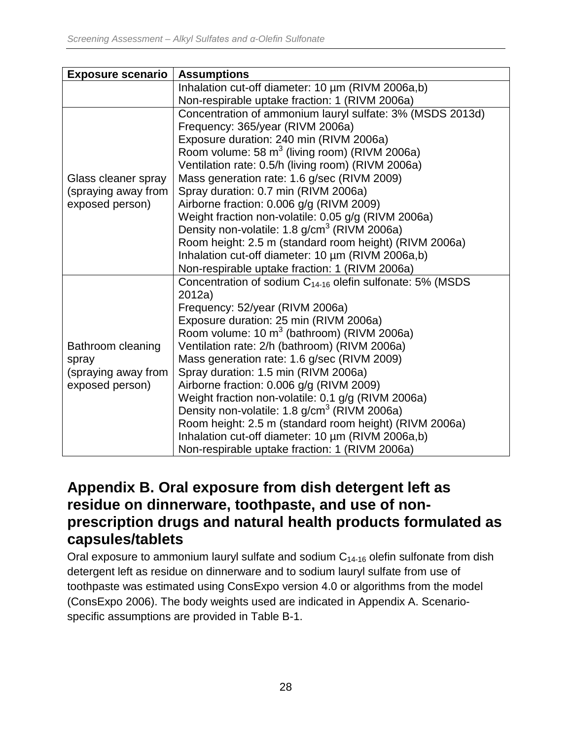| Exposure scenario | Assumptions |
| --- | --- |
| | Inhalation cut-off diameter: 10 µm (RIVM 2006a,b)<br>Non-respirable uptake fraction: 1 (RIVM 2006a) |
| Glass cleaner spray (spraying away from exposed person) | Concentration of ammonium lauryl sulfate: 3% (MSDS 2013d)<br>Frequency: 365/year (RIVM 2006a)<br>Exposure duration: 240 min (RIVM 2006a)<br>Room volume: 58 $m^3$ (living room) (RIVM 2006a)<br>Ventilation rate: 0.5/h (living room) (RIVM 2006a)<br>Mass generation rate: 1.6 g/sec (RIVM 2009)<br>Spray duration: 0.7 min (RIVM 2006a)<br>Airborne fraction: 0.006 g/g (RIVM 2009)<br>Weight fraction non-volatile: 0.05 g/g (RIVM 2006a)<br>Density non-volatile: 1.8 g/$cm^3$ (RIVM 2006a)<br>Room height: 2.5 m (standard room height) (RIVM 2006a)<br>Inhalation cut-off diameter: 10 µm (RIVM 2006a,b)<br>Non-respirable uptake fraction: 1 (RIVM 2006a) |
| Bathroom cleaning spray (spraying away from exposed person) | Concentration of sodium $C_{14\text{-}16}$ olefin sulfonate: 5% (MSDS 2012a)<br>Frequency: 52/year (RIVM 2006a)<br>Exposure duration: 25 min (RIVM 2006a)<br>Room volume: 10 $m^3$ (bathroom) (RIVM 2006a)<br>Ventilation rate: 2/h (bathroom) (RIVM 2006a)<br>Mass generation rate: 1.6 g/sec (RIVM 2009)<br>Spray duration: 1.5 min (RIVM 2006a)<br>Airborne fraction: 0.006 g/g (RIVM 2009)<br>Weight fraction non-volatile: 0.1 g/g (RIVM 2006a)<br>Density non-volatile: 1.8 g/$cm^3$ (RIVM 2006a)<br>Room height: 2.5 m (standard room height) (RIVM 2006a)<br>Inhalation cut-off diameter: 10 µm (RIVM 2006a,b)<br>Non-respirable uptake fraction: 1 (RIVM 2006a) |

# Appendix B. Oral exposure from dish detergent left as residue on dinnerware, toothpaste, and use of non-prescription drugs and natural health products formulated as capsules/tablets

Oral exposure to ammonium lauryl sulfate and sodium $C_{14\text{-}16}$ olefin sulfonate from dish detergent left as residue on dinnerware and to sodium lauryl sulfate from use of toothpaste was estimated using ConsExpo version 4.0 or algorithms from the model (ConsExpo 2006). The body weights used are indicated in Appendix A. Scenario-specific assumptions are provided in Table B-1.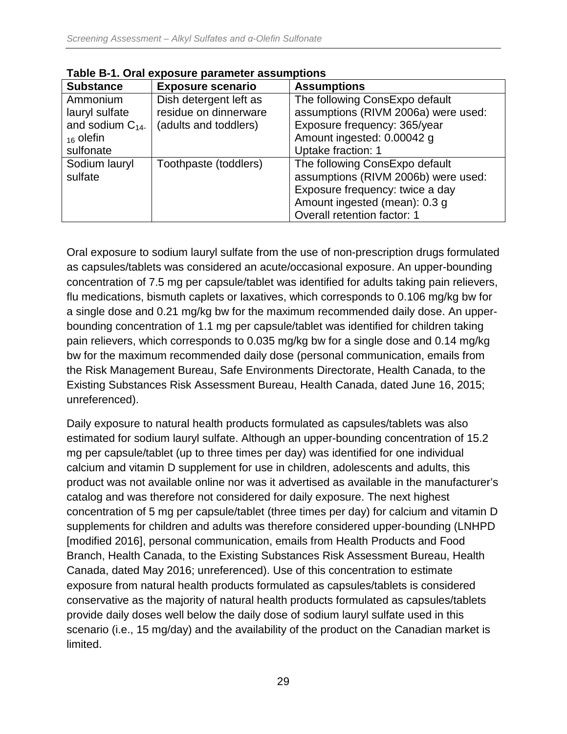**Table B-1. Oral exposure parameter assumptions**

| Substance | Exposure scenario | Assumptions |
|---|---|---|
| Ammonium lauryl sulfate and sodium $C_{14-16}$ olefin sulfonate | Dish detergent left as residue on dinnerware (adults and toddlers) | The following ConsExpo default assumptions (RIVM 2006a) were used: Exposure frequency: 365/year Amount ingested: 0.00042 g Uptake fraction: 1 |
| Sodium lauryl sulfate | Toothpaste (toddlers) | The following ConsExpo default assumptions (RIVM 2006b) were used: Exposure frequency: twice a day Amount ingested (mean): 0.3 g Overall retention factor: 1 |

Oral exposure to sodium lauryl sulfate from the use of non-prescription drugs formulated as capsules/tablets was considered an acute/occasional exposure. An upper-bounding concentration of 7.5 mg per capsule/tablet was identified for adults taking pain relievers, flu medications, bismuth caplets or laxatives, which corresponds to 0.106 mg/kg bw for a single dose and 0.21 mg/kg bw for the maximum recommended daily dose. An upper-bounding concentration of 1.1 mg per capsule/tablet was identified for children taking pain relievers, which corresponds to 0.035 mg/kg bw for a single dose and 0.14 mg/kg bw for the maximum recommended daily dose (personal communication, emails from the Risk Management Bureau, Safe Environments Directorate, Health Canada, to the Existing Substances Risk Assessment Bureau, Health Canada, dated June 16, 2015; unreferenced).

Daily exposure to natural health products formulated as capsules/tablets was also estimated for sodium lauryl sulfate. Although an upper-bounding concentration of 15.2 mg per capsule/tablet (up to three times per day) was identified for one individual calcium and vitamin D supplement for use in children, adolescents and adults, this product was not available online nor was it advertised as available in the manufacturer's catalog and was therefore not considered for daily exposure. The next highest concentration of 5 mg per capsule/tablet (three times per day) for calcium and vitamin D supplements for children and adults was therefore considered upper-bounding (LNHPD [modified 2016], personal communication, emails from Health Products and Food Branch, Health Canada, to the Existing Substances Risk Assessment Bureau, Health Canada, dated May 2016; unreferenced). Use of this concentration to estimate exposure from natural health products formulated as capsules/tablets is considered conservative as the majority of natural health products formulated as capsules/tablets provide daily doses well below the daily dose of sodium lauryl sulfate used in this scenario (i.e., 15 mg/day) and the availability of the product on the Canadian market is limited.